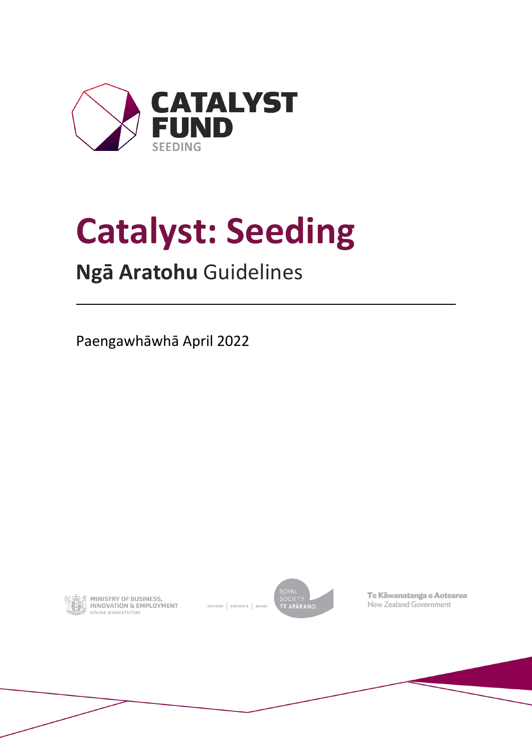CATALYST FUND
SEEDING

# Catalyst: Seeding

## **Ngā Aratohu** Guidelines

Paengawhāwhā April 2022

MINISTRY OF BUSINESS, INNOVATION & EMPLOYMENT
HĪKINA WHAKATUTUKI

EXPLORE | DISCOVER | SHARE
ROYAL SOCIETY TE APĀRANGI

Te Kāwanatanga o Aotearoa
New Zealand Government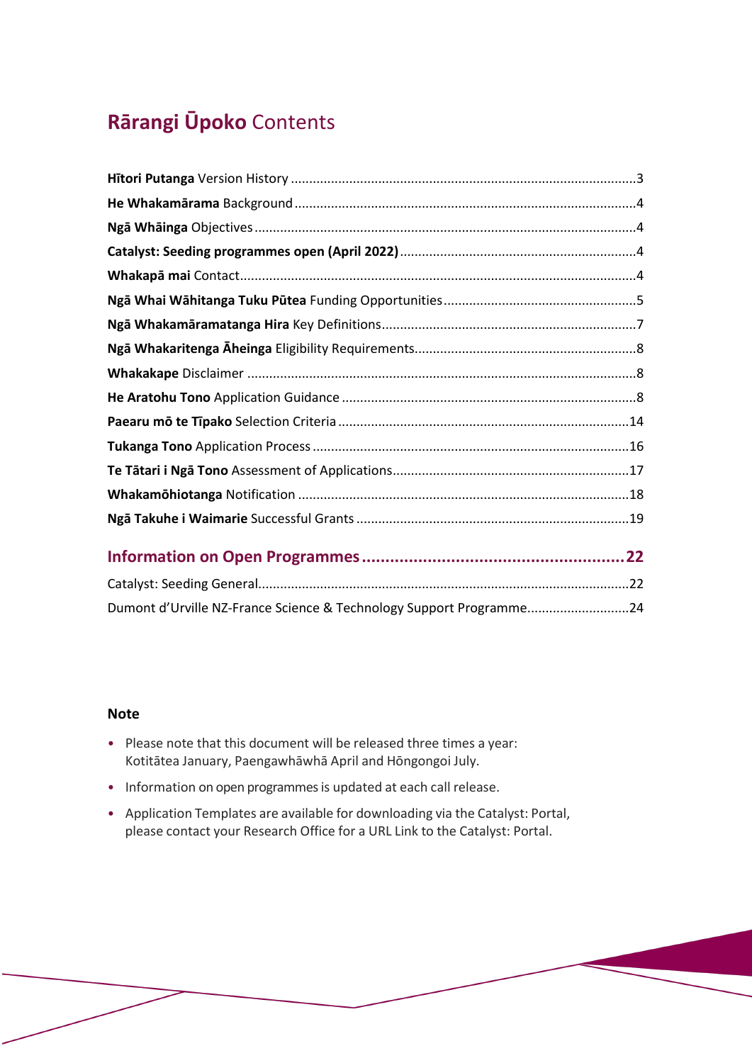# **Rārangi Ūpoko** Contents

**Hītori Putanga** Version History ............................................................................................3

**He Whakamārama** Background ............................................................................................4

**Ngā Whāinga** Objectives .......................................................................................................4

**Catalyst: Seeding programmes open (April 2022)** ...............................................................4

**Whakapā mai** Contact...........................................................................................................4

**Ngā Whai Wāhitanga Tuku Pūtea** Funding Opportunities ....................................................5

**Ngā Whakamāramatanga Hira** Key Definitions .....................................................................7

**Ngā Whakaritenga Āheinga** Eligibility Requirements............................................................8

**Whakakape** Disclaimer ..........................................................................................................8

**He Aratohu Tono** Application Guidance ................................................................................8

**Paearu mō te Tīpako** Selection Criteria ...............................................................................14

**Tukanga Tono** Application Process .....................................................................................16

**Te Tātari i Ngā Tono** Assessment of Applications................................................................17

**Whakamōhiotanga** Notification .........................................................................................18

**Ngā Takuhe i Waimarie** Successful Grants ..........................................................................19

## **Information on Open Programmes**.......................................................22

Catalyst: Seeding General....................................................................................................22

Dumont d'Urville NZ-France Science & Technology Support Programme...........................24

### Note

- Please note that this document will be released three times a year: Kotitātea January, Paengawhāwhā April and Hōngongoi July.
- Information on open programmes is updated at each call release.
- Application Templates are available for downloading via the Catalyst: Portal, please contact your Research Office for a URL Link to the Catalyst: Portal.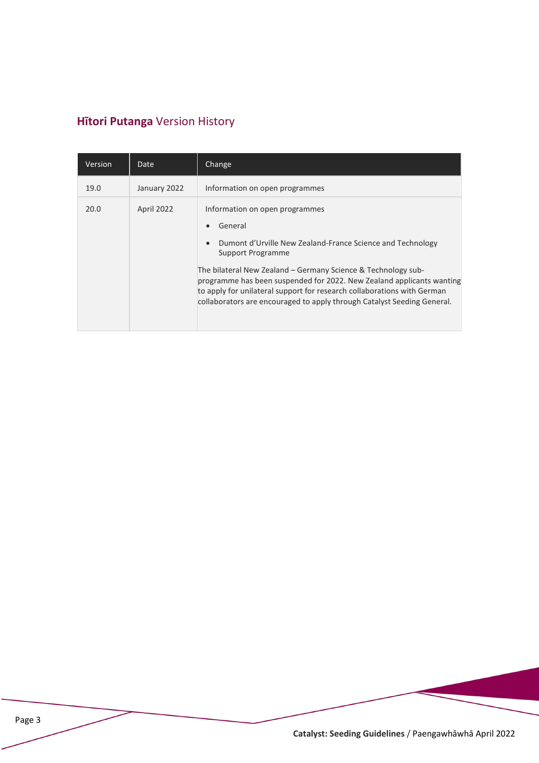## **Hītori Putanga** Version History

| Version | Date | Change |
|---|---|---|
| 19.0 | January 2022 | Information on open programmes |
| 20.0 | April 2022 | Information on open programmes<br>• General<br>• Dumont d'Urville New Zealand-France Science and Technology Support Programme<br><br>The bilateral New Zealand – Germany Science & Technology sub-programme has been suspended for 2022. New Zealand applicants wanting to apply for unilateral support for research collaborations with German collaborators are encouraged to apply through Catalyst Seeding General. |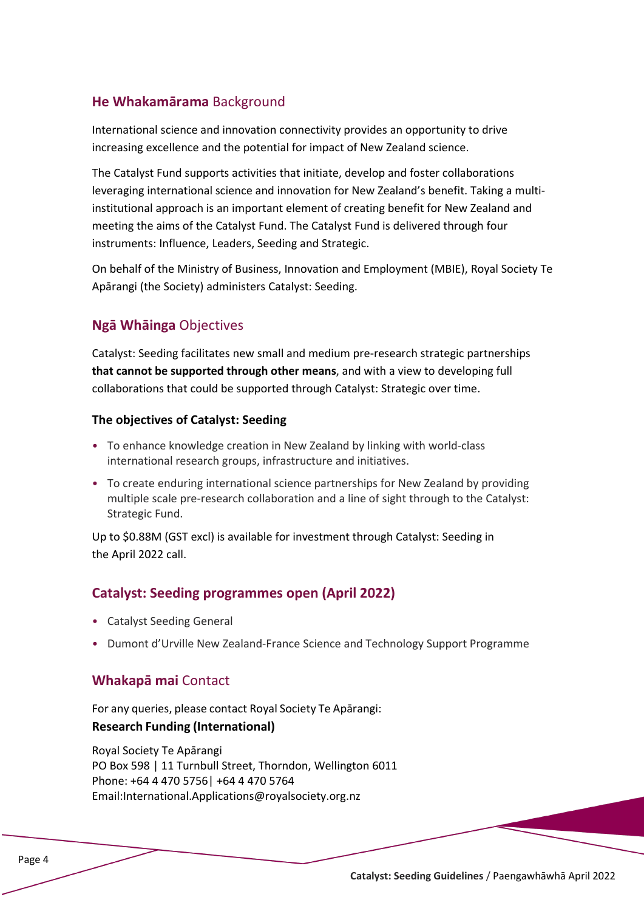## **He Whakamārama** Background

International science and innovation connectivity provides an opportunity to drive increasing excellence and the potential for impact of New Zealand science.

The Catalyst Fund supports activities that initiate, develop and foster collaborations leveraging international science and innovation for New Zealand's benefit. Taking a multi-institutional approach is an important element of creating benefit for New Zealand and meeting the aims of the Catalyst Fund. The Catalyst Fund is delivered through four instruments: Influence, Leaders, Seeding and Strategic.

On behalf of the Ministry of Business, Innovation and Employment (MBIE), Royal Society Te Apārangi (the Society) administers Catalyst: Seeding.

## **Ngā Whāinga** Objectives

Catalyst: Seeding facilitates new small and medium pre-research strategic partnerships **that cannot be supported through other means**, and with a view to developing full collaborations that could be supported through Catalyst: Strategic over time.

### The objectives of Catalyst: Seeding

- To enhance knowledge creation in New Zealand by linking with world-class international research groups, infrastructure and initiatives.
- To create enduring international science partnerships for New Zealand by providing multiple scale pre-research collaboration and a line of sight through to the Catalyst: Strategic Fund.

Up to $0.88M (GST excl) is available for investment through Catalyst: Seeding in the April 2022 call.

## Catalyst: Seeding programmes open (April 2022)

- Catalyst Seeding General
- Dumont d'Urville New Zealand-France Science and Technology Support Programme

## **Whakapā mai** Contact

For any queries, please contact Royal Society Te Apārangi:
**Research Funding (International)**

Royal Society Te Apārangi
PO Box 598 | 11 Turnbull Street, Thorndon, Wellington 6011
Phone: +64 4 470 5756| +64 4 470 5764
Email:International.Applications@royalsociety.org.nz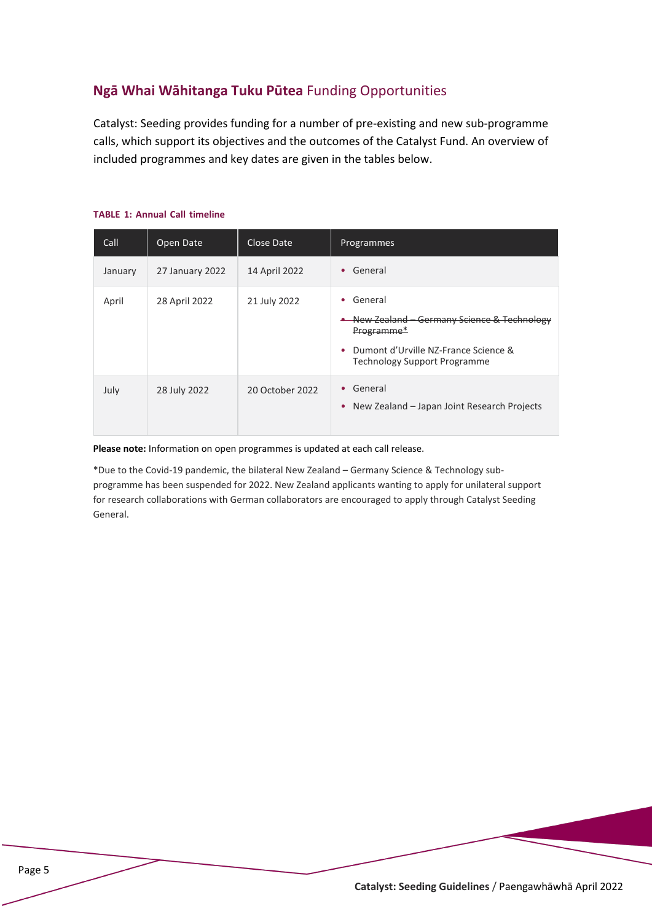## **Ngā Whai Wāhitanga Tuku Pūtea** Funding Opportunities

Catalyst: Seeding provides funding for a number of pre-existing and new sub-programme calls, which support its objectives and the outcomes of the Catalyst Fund. An overview of included programmes and key dates are given in the tables below.

**TABLE 1: Annual Call timeline**

| Call | Open Date | Close Date | Programmes |
|---|---|---|---|
| January | 27 January 2022 | 14 April 2022 | • General |
| April | 28 April 2022 | 21 July 2022 | • General<br>• ~~New Zealand – Germany Science & Technology Programme*~~<br>• Dumont d'Urville NZ-France Science & Technology Support Programme |
| July | 28 July 2022 | 20 October 2022 | • General<br>• New Zealand – Japan Joint Research Projects |

**Please note:** Information on open programmes is updated at each call release.

*Due to the Covid-19 pandemic, the bilateral New Zealand – Germany Science & Technology sub-programme has been suspended for 2022. New Zealand applicants wanting to apply for unilateral support for research collaborations with German collaborators are encouraged to apply through Catalyst Seeding General.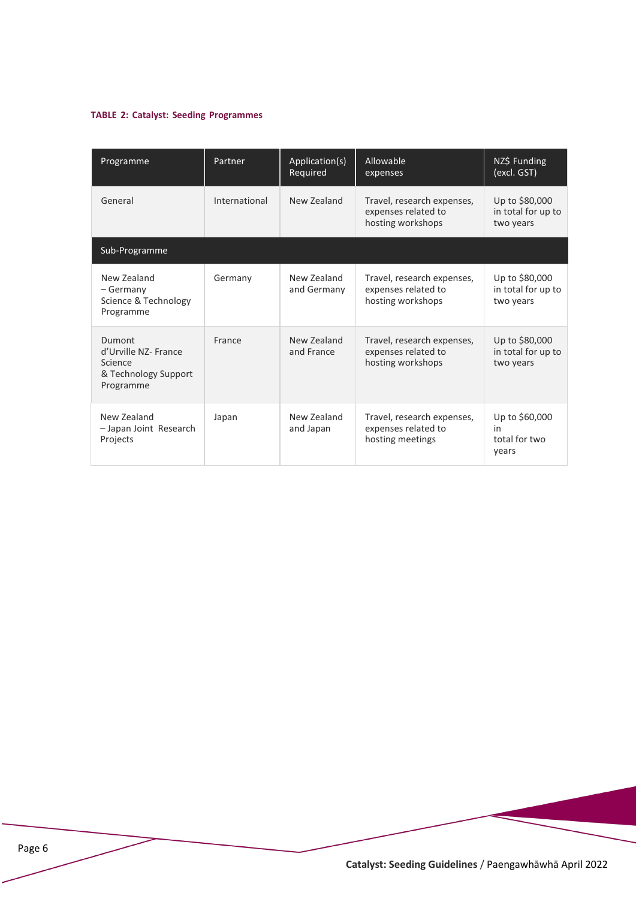**TABLE 2: Catalyst: Seeding Programmes**

| Programme | Partner | Application(s) Required | Allowable expenses | NZ$ Funding (excl. GST) |
|---|---|---|---|---|
| General | International | New Zealand | Travel, research expenses, expenses related to hosting workshops | Up to $80,000 in total for up to two years |
| **Sub-Programme** | | | | |
| New Zealand – Germany Science & Technology Programme | Germany | New Zealand and Germany | Travel, research expenses, expenses related to hosting workshops | Up to $80,000 in total for up to two years |
| Dumont d'Urville NZ- France Science & Technology Support Programme | France | New Zealand and France | Travel, research expenses, expenses related to hosting workshops | Up to $80,000 in total for up to two years |
| New Zealand – Japan Joint Research Projects | Japan | New Zealand and Japan | Travel, research expenses, expenses related to hosting meetings | Up to $60,000 in total for two years |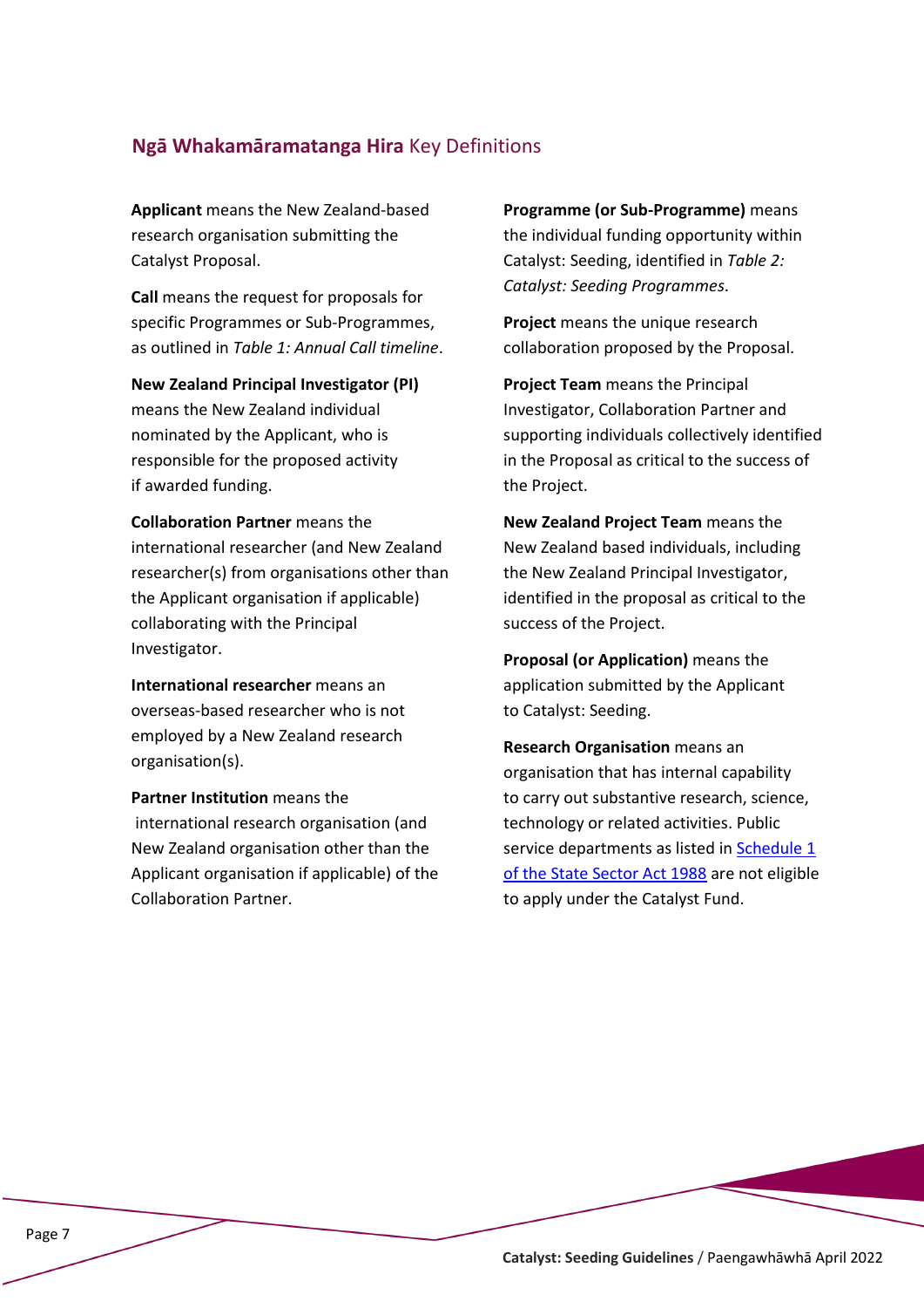## **Ngā Whakamāramatanga Hira** Key Definitions

**Applicant** means the New Zealand-based research organisation submitting the Catalyst Proposal.

**Call** means the request for proposals for specific Programmes or Sub-Programmes, as outlined in *Table 1: Annual Call timeline*.

**New Zealand Principal Investigator (PI)** means the New Zealand individual nominated by the Applicant, who is responsible for the proposed activity if awarded funding.

**Collaboration Partner** means the international researcher (and New Zealand researcher(s) from organisations other than the Applicant organisation if applicable) collaborating with the Principal Investigator.

**International researcher** means an overseas-based researcher who is not employed by a New Zealand research organisation(s).

**Partner Institution** means the international research organisation (and New Zealand organisation other than the Applicant organisation if applicable) of the Collaboration Partner.

**Programme (or Sub-Programme)** means the individual funding opportunity within Catalyst: Seeding, identified in *Table 2: Catalyst: Seeding Programmes*.

**Project** means the unique research collaboration proposed by the Proposal.

**Project Team** means the Principal Investigator, Collaboration Partner and supporting individuals collectively identified in the Proposal as critical to the success of the Project.

**New Zealand Project Team** means the New Zealand based individuals, including the New Zealand Principal Investigator, identified in the proposal as critical to the success of the Project.

**Proposal (or Application)** means the application submitted by the Applicant to Catalyst: Seeding.

**Research Organisation** means an organisation that has internal capability to carry out substantive research, science, technology or related activities. Public service departments as listed in Schedule 1 of the State Sector Act 1988 are not eligible to apply under the Catalyst Fund.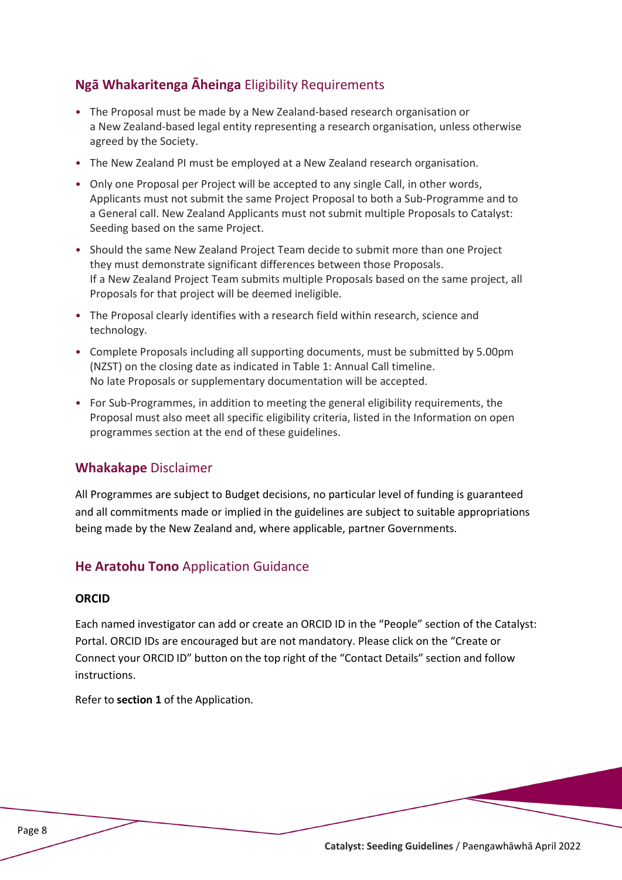## **Ngā Whakaritenga Āheinga** Eligibility Requirements

- The Proposal must be made by a New Zealand-based research organisation or a New Zealand-based legal entity representing a research organisation, unless otherwise agreed by the Society.
- The New Zealand PI must be employed at a New Zealand research organisation.
- Only one Proposal per Project will be accepted to any single Call, in other words, Applicants must not submit the same Project Proposal to both a Sub-Programme and to a General call. New Zealand Applicants must not submit multiple Proposals to Catalyst: Seeding based on the same Project.
- Should the same New Zealand Project Team decide to submit more than one Project they must demonstrate significant differences between those Proposals. If a New Zealand Project Team submits multiple Proposals based on the same project, all Proposals for that project will be deemed ineligible.
- The Proposal clearly identifies with a research field within research, science and technology.
- Complete Proposals including all supporting documents, must be submitted by 5.00pm (NZST) on the closing date as indicated in Table 1: Annual Call timeline. No late Proposals or supplementary documentation will be accepted.
- For Sub-Programmes, in addition to meeting the general eligibility requirements, the Proposal must also meet all specific eligibility criteria, listed in the Information on open programmes section at the end of these guidelines.

## **Whakakape** Disclaimer

All Programmes are subject to Budget decisions, no particular level of funding is guaranteed and all commitments made or implied in the guidelines are subject to suitable appropriations being made by the New Zealand and, where applicable, partner Governments.

## **He Aratohu Tono** Application Guidance

### **ORCID**

Each named investigator can add or create an ORCID ID in the "People" section of the Catalyst: Portal. ORCID IDs are encouraged but are not mandatory. Please click on the "Create or Connect your ORCID ID" button on the top right of the "Contact Details" section and follow instructions.

Refer to **section 1** of the Application.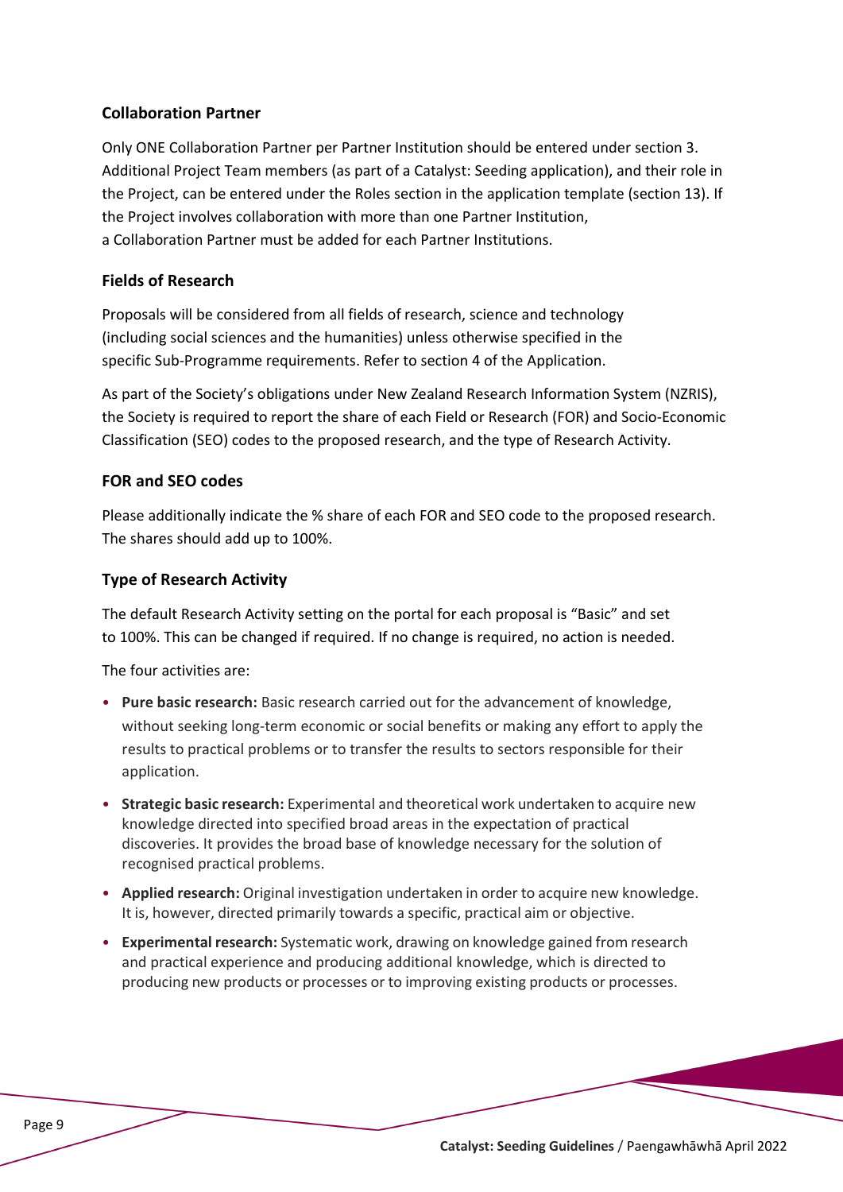### Collaboration Partner

Only ONE Collaboration Partner per Partner Institution should be entered under section 3. Additional Project Team members (as part of a Catalyst: Seeding application), and their role in the Project, can be entered under the Roles section in the application template (section 13). If the Project involves collaboration with more than one Partner Institution, a Collaboration Partner must be added for each Partner Institutions.

### Fields of Research

Proposals will be considered from all fields of research, science and technology (including social sciences and the humanities) unless otherwise specified in the specific Sub-Programme requirements. Refer to section 4 of the Application.

As part of the Society's obligations under New Zealand Research Information System (NZRIS), the Society is required to report the share of each Field or Research (FOR) and Socio-Economic Classification (SEO) codes to the proposed research, and the type of Research Activity.

### FOR and SEO codes

Please additionally indicate the % share of each FOR and SEO code to the proposed research. The shares should add up to 100%.

### Type of Research Activity

The default Research Activity setting on the portal for each proposal is "Basic" and set to 100%. This can be changed if required. If no change is required, no action is needed.

The four activities are:

- **Pure basic research:** Basic research carried out for the advancement of knowledge, without seeking long-term economic or social benefits or making any effort to apply the results to practical problems or to transfer the results to sectors responsible for their application.
- **Strategic basic research:** Experimental and theoretical work undertaken to acquire new knowledge directed into specified broad areas in the expectation of practical discoveries. It provides the broad base of knowledge necessary for the solution of recognised practical problems.
- **Applied research:** Original investigation undertaken in order to acquire new knowledge. It is, however, directed primarily towards a specific, practical aim or objective.
- **Experimental research:** Systematic work, drawing on knowledge gained from research and practical experience and producing additional knowledge, which is directed to producing new products or processes or to improving existing products or processes.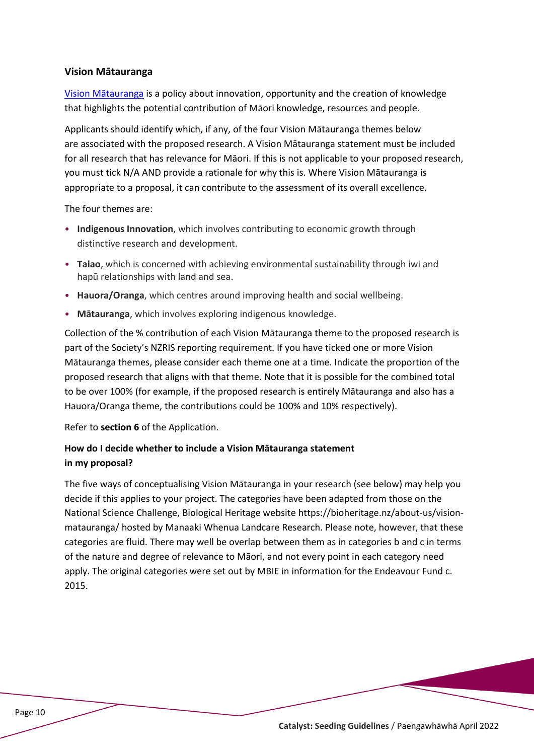## Vision Mātauranga

[Vision Mātauranga] is a policy about innovation, opportunity and the creation of knowledge that highlights the potential contribution of Māori knowledge, resources and people.

Applicants should identify which, if any, of the four Vision Mātauranga themes below are associated with the proposed research. A Vision Mātauranga statement must be included for all research that has relevance for Māori. If this is not applicable to your proposed research, you must tick N/A AND provide a rationale for why this is. Where Vision Mātauranga is appropriate to a proposal, it can contribute to the assessment of its overall excellence.

The four themes are:

- **Indigenous Innovation**, which involves contributing to economic growth through distinctive research and development.
- **Taiao**, which is concerned with achieving environmental sustainability through iwi and hapū relationships with land and sea.
- **Hauora/Oranga**, which centres around improving health and social wellbeing.
- **Mātauranga**, which involves exploring indigenous knowledge.

Collection of the % contribution of each Vision Mātauranga theme to the proposed research is part of the Society's NZRIS reporting requirement. If you have ticked one or more Vision Mātauranga themes, please consider each theme one at a time. Indicate the proportion of the proposed research that aligns with that theme. Note that it is possible for the combined total to be over 100% (for example, if the proposed research is entirely Mātauranga and also has a Hauora/Oranga theme, the contributions could be 100% and 10% respectively).

Refer to **section 6** of the Application.

### How do I decide whether to include a Vision Mātauranga statement in my proposal?

The five ways of conceptualising Vision Mātauranga in your research (see below) may help you decide if this applies to your project. The categories have been adapted from those on the National Science Challenge, Biological Heritage website https://bioheritage.nz/about-us/vision-matauranga/ hosted by Manaaki Whenua Landcare Research. Please note, however, that these categories are fluid. There may well be overlap between them as in categories b and c in terms of the nature and degree of relevance to Māori, and not every point in each category need apply. The original categories were set out by MBIE in information for the Endeavour Fund c. 2015.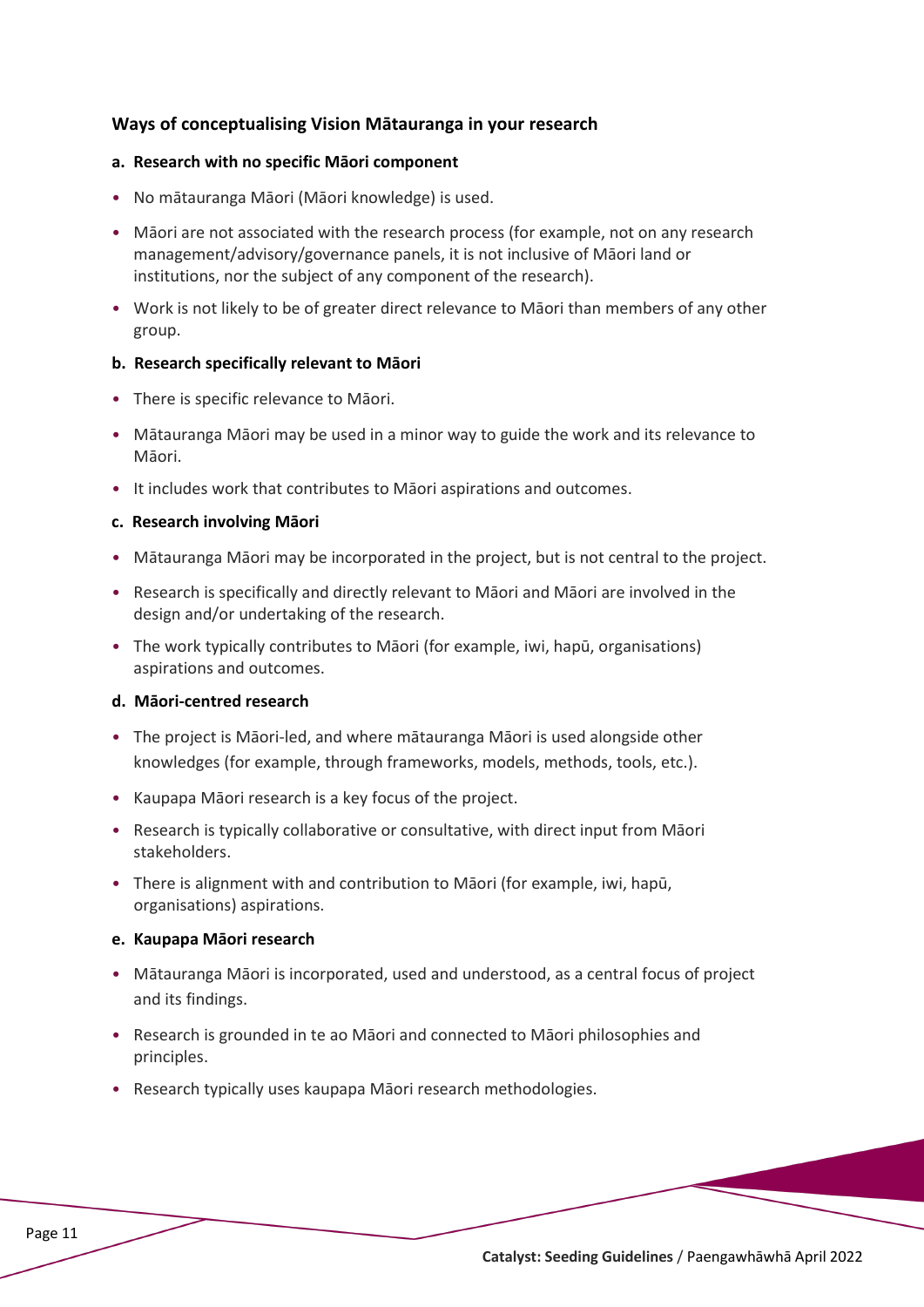### Ways of conceptualising Vision Mātauranga in your research

#### a. Research with no specific Māori component

- No mātauranga Māori (Māori knowledge) is used.
- Māori are not associated with the research process (for example, not on any research management/advisory/governance panels, it is not inclusive of Māori land or institutions, nor the subject of any component of the research).
- Work is not likely to be of greater direct relevance to Māori than members of any other group.

#### b. Research specifically relevant to Māori

- There is specific relevance to Māori.
- Mātauranga Māori may be used in a minor way to guide the work and its relevance to Māori.
- It includes work that contributes to Māori aspirations and outcomes.

#### c. Research involving Māori

- Mātauranga Māori may be incorporated in the project, but is not central to the project.
- Research is specifically and directly relevant to Māori and Māori are involved in the design and/or undertaking of the research.
- The work typically contributes to Māori (for example, iwi, hapū, organisations) aspirations and outcomes.

#### d. Māori-centred research

- The project is Māori-led, and where mātauranga Māori is used alongside other knowledges (for example, through frameworks, models, methods, tools, etc.).
- Kaupapa Māori research is a key focus of the project.
- Research is typically collaborative or consultative, with direct input from Māori stakeholders.
- There is alignment with and contribution to Māori (for example, iwi, hapū, organisations) aspirations.

#### e. Kaupapa Māori research

- Mātauranga Māori is incorporated, used and understood, as a central focus of project and its findings.
- Research is grounded in te ao Māori and connected to Māori philosophies and principles.
- Research typically uses kaupapa Māori research methodologies.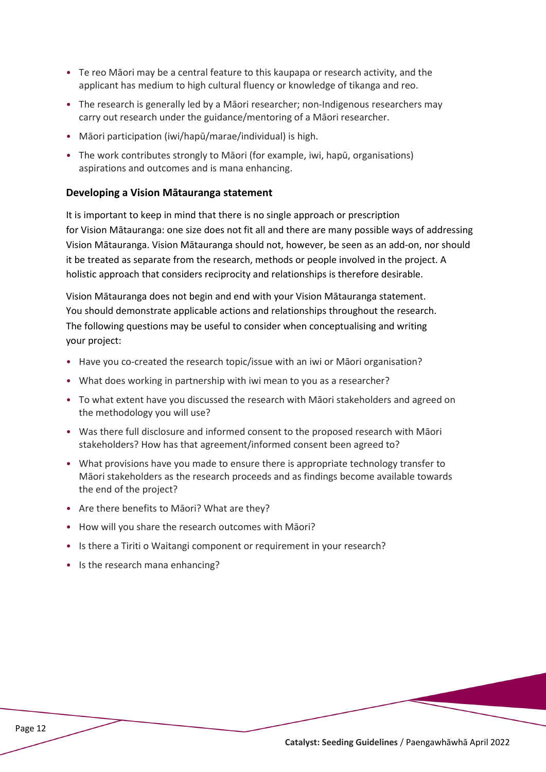- Te reo Māori may be a central feature to this kaupapa or research activity, and the applicant has medium to high cultural fluency or knowledge of tikanga and reo.
- The research is generally led by a Māori researcher; non-Indigenous researchers may carry out research under the guidance/mentoring of a Māori researcher.
- Māori participation (iwi/hapū/marae/individual) is high.
- The work contributes strongly to Māori (for example, iwi, hapū, organisations) aspirations and outcomes and is mana enhancing.

**Developing a Vision Mātauranga statement**

It is important to keep in mind that there is no single approach or prescription for Vision Mātauranga: one size does not fit all and there are many possible ways of addressing Vision Mātauranga. Vision Mātauranga should not, however, be seen as an add-on, nor should it be treated as separate from the research, methods or people involved in the project. A holistic approach that considers reciprocity and relationships is therefore desirable.

Vision Mātauranga does not begin and end with your Vision Mātauranga statement. You should demonstrate applicable actions and relationships throughout the research. The following questions may be useful to consider when conceptualising and writing your project:

- Have you co-created the research topic/issue with an iwi or Māori organisation?
- What does working in partnership with iwi mean to you as a researcher?
- To what extent have you discussed the research with Māori stakeholders and agreed on the methodology you will use?
- Was there full disclosure and informed consent to the proposed research with Māori stakeholders? How has that agreement/informed consent been agreed to?
- What provisions have you made to ensure there is appropriate technology transfer to Māori stakeholders as the research proceeds and as findings become available towards the end of the project?
- Are there benefits to Māori? What are they?
- How will you share the research outcomes with Māori?
- Is there a Tiriti o Waitangi component or requirement in your research?
- Is the research mana enhancing?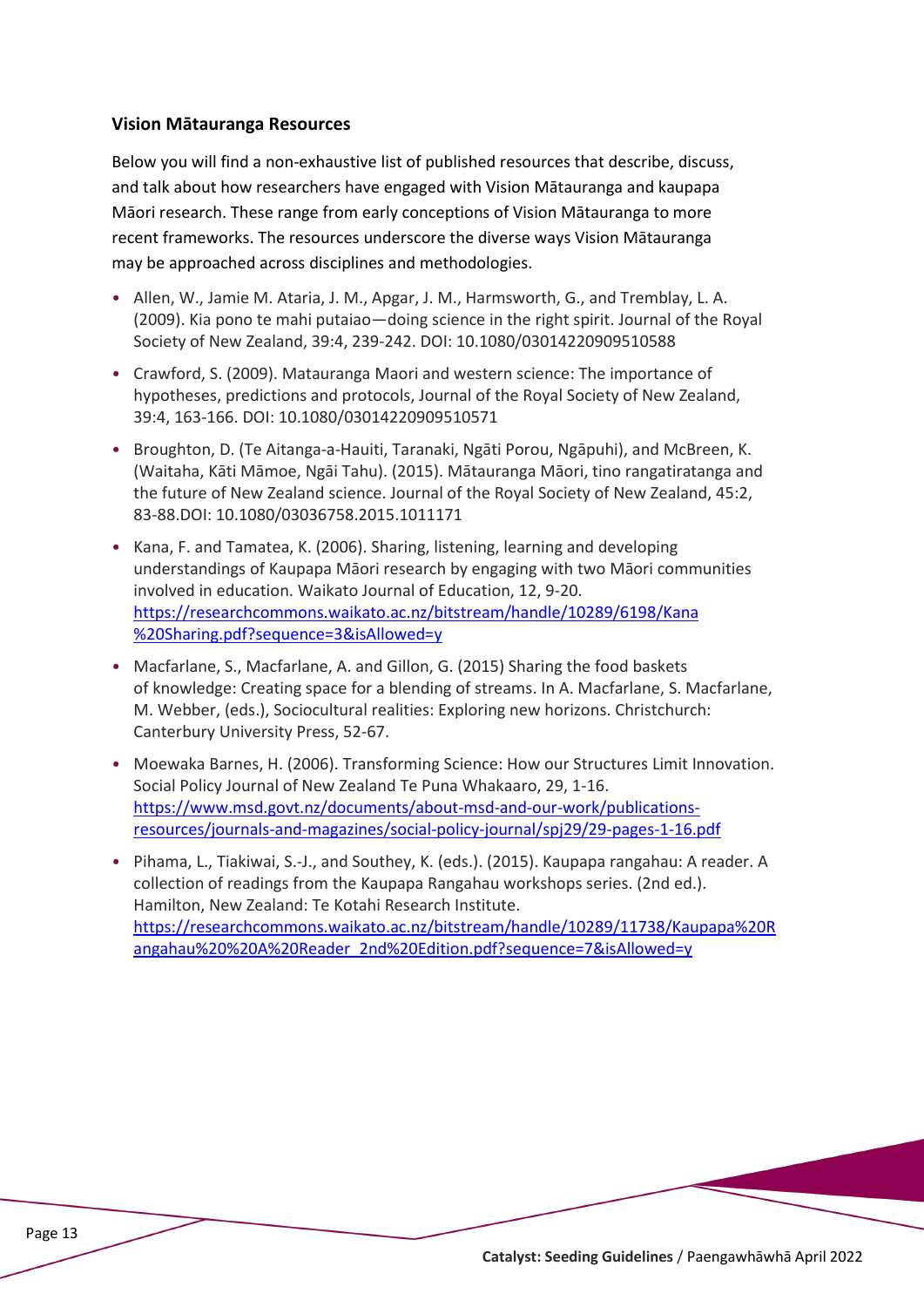**Vision Mātauranga Resources**

Below you will find a non-exhaustive list of published resources that describe, discuss, and talk about how researchers have engaged with Vision Mātauranga and kaupapa Māori research. These range from early conceptions of Vision Mātauranga to more recent frameworks. The resources underscore the diverse ways Vision Mātauranga may be approached across disciplines and methodologies.

- Allen, W., Jamie M. Ataria, J. M., Apgar, J. M., Harmsworth, G., and Tremblay, L. A. (2009). Kia pono te mahi putaiao—doing science in the right spirit. Journal of the Royal Society of New Zealand, 39:4, 239-242. DOI: 10.1080/03014220909510588
- Crawford, S. (2009). Matauranga Maori and western science: The importance of hypotheses, predictions and protocols, Journal of the Royal Society of New Zealand, 39:4, 163-166. DOI: 10.1080/03014220909510571
- Broughton, D. (Te Aitanga-a-Hauiti, Taranaki, Ngāti Porou, Ngāpuhi), and McBreen, K. (Waitaha, Kāti Māmoe, Ngāi Tahu). (2015). Mātauranga Māori, tino rangatiratanga and the future of New Zealand science. Journal of the Royal Society of New Zealand, 45:2, 83-88.DOI: 10.1080/03036758.2015.1011171
- Kana, F. and Tamatea, K. (2006). Sharing, listening, learning and developing understandings of Kaupapa Māori research by engaging with two Māori communities involved in education. Waikato Journal of Education, 12, 9-20. https://researchcommons.waikato.ac.nz/bitstream/handle/10289/6198/Kana%20Sharing.pdf?sequence=3&isAllowed=y
- Macfarlane, S., Macfarlane, A. and Gillon, G. (2015) Sharing the food baskets of knowledge: Creating space for a blending of streams. In A. Macfarlane, S. Macfarlane, M. Webber, (eds.), Sociocultural realities: Exploring new horizons. Christchurch: Canterbury University Press, 52-67.
- Moewaka Barnes, H. (2006). Transforming Science: How our Structures Limit Innovation. Social Policy Journal of New Zealand Te Puna Whakaaro, 29, 1-16. https://www.msd.govt.nz/documents/about-msd-and-our-work/publications-resources/journals-and-magazines/social-policy-journal/spj29/29-pages-1-16.pdf
- Pihama, L., Tiakiwai, S.-J., and Southey, K. (eds.). (2015). Kaupapa rangahau: A reader. A collection of readings from the Kaupapa Rangahau workshops series. (2nd ed.). Hamilton, New Zealand: Te Kotahi Research Institute. https://researchcommons.waikato.ac.nz/bitstream/handle/10289/11738/Kaupapa%20Rangahau%20%20A%20Reader_2nd%20Edition.pdf?sequence=7&isAllowed=y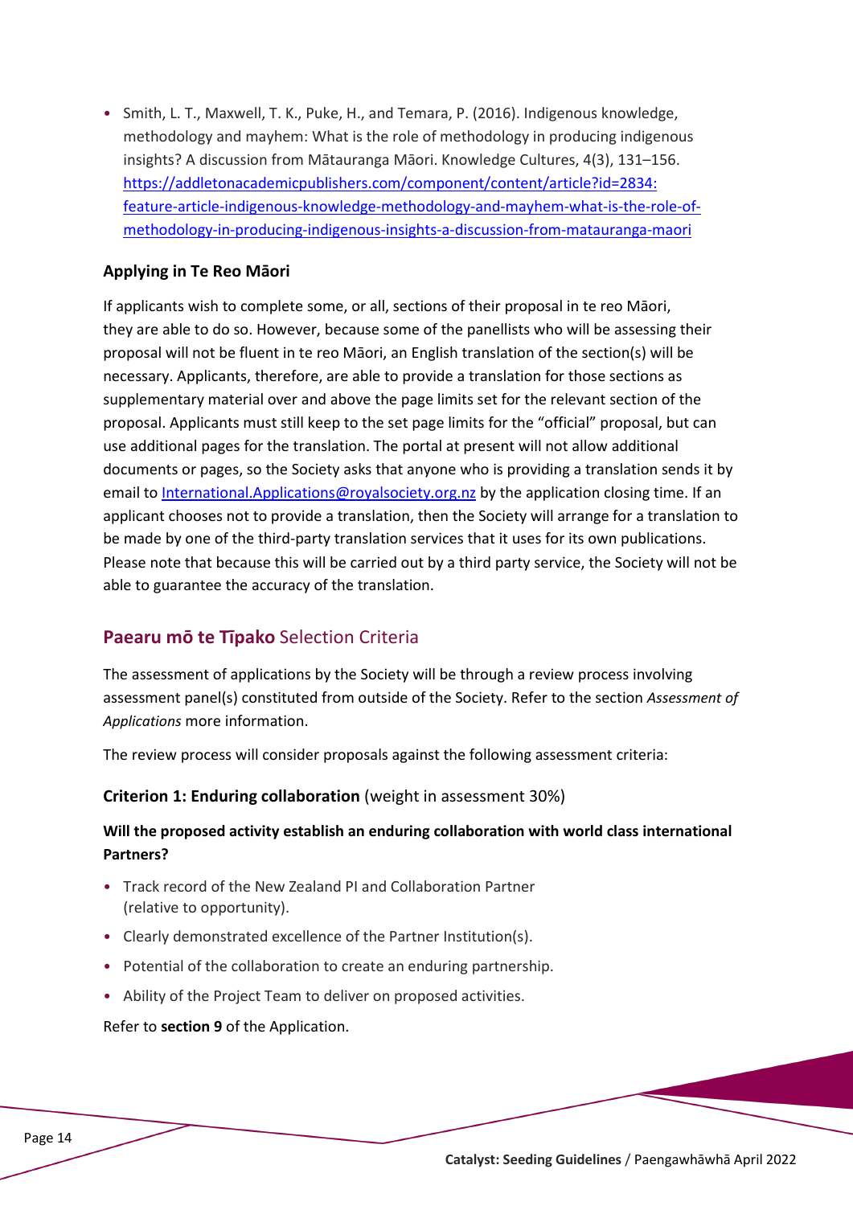- Smith, L. T., Maxwell, T. K., Puke, H., and Temara, P. (2016). Indigenous knowledge, methodology and mayhem: What is the role of methodology in producing indigenous insights? A discussion from Mātauranga Māori. Knowledge Cultures, 4(3), 131–156. [https://addletonacademicpublishers.com/component/content/article?id=2834:feature-article-indigenous-knowledge-methodology-and-mayhem-what-is-the-role-of-methodology-in-producing-indigenous-insights-a-discussion-from-matauranga-maori](https://addletonacademicpublishers.com/component/content/article?id=2834:feature-article-indigenous-knowledge-methodology-and-mayhem-what-is-the-role-of-methodology-in-producing-indigenous-insights-a-discussion-from-matauranga-maori)

### Applying in Te Reo Māori

If applicants wish to complete some, or all, sections of their proposal in te reo Māori, they are able to do so. However, because some of the panellists who will be assessing their proposal will not be fluent in te reo Māori, an English translation of the section(s) will be necessary. Applicants, therefore, are able to provide a translation for those sections as supplementary material over and above the page limits set for the relevant section of the proposal. Applicants must still keep to the set page limits for the "official" proposal, but can use additional pages for the translation. The portal at present will not allow additional documents or pages, so the Society asks that anyone who is providing a translation sends it by email to International.Applications@royalsociety.org.nz by the application closing time. If an applicant chooses not to provide a translation, then the Society will arrange for a translation to be made by one of the third-party translation services that it uses for its own publications. Please note that because this will be carried out by a third party service, the Society will not be able to guarantee the accuracy of the translation.

## **Paearu mō te Tīpako** Selection Criteria

The assessment of applications by the Society will be through a review process involving assessment panel(s) constituted from outside of the Society. Refer to the section *Assessment of Applications* more information.

The review process will consider proposals against the following assessment criteria:

### **Criterion 1: Enduring collaboration** (weight in assessment 30%)

**Will the proposed activity establish an enduring collaboration with world class international Partners?**

- Track record of the New Zealand PI and Collaboration Partner (relative to opportunity).
- Clearly demonstrated excellence of the Partner Institution(s).
- Potential of the collaboration to create an enduring partnership.
- Ability of the Project Team to deliver on proposed activities.

Refer to **section 9** of the Application.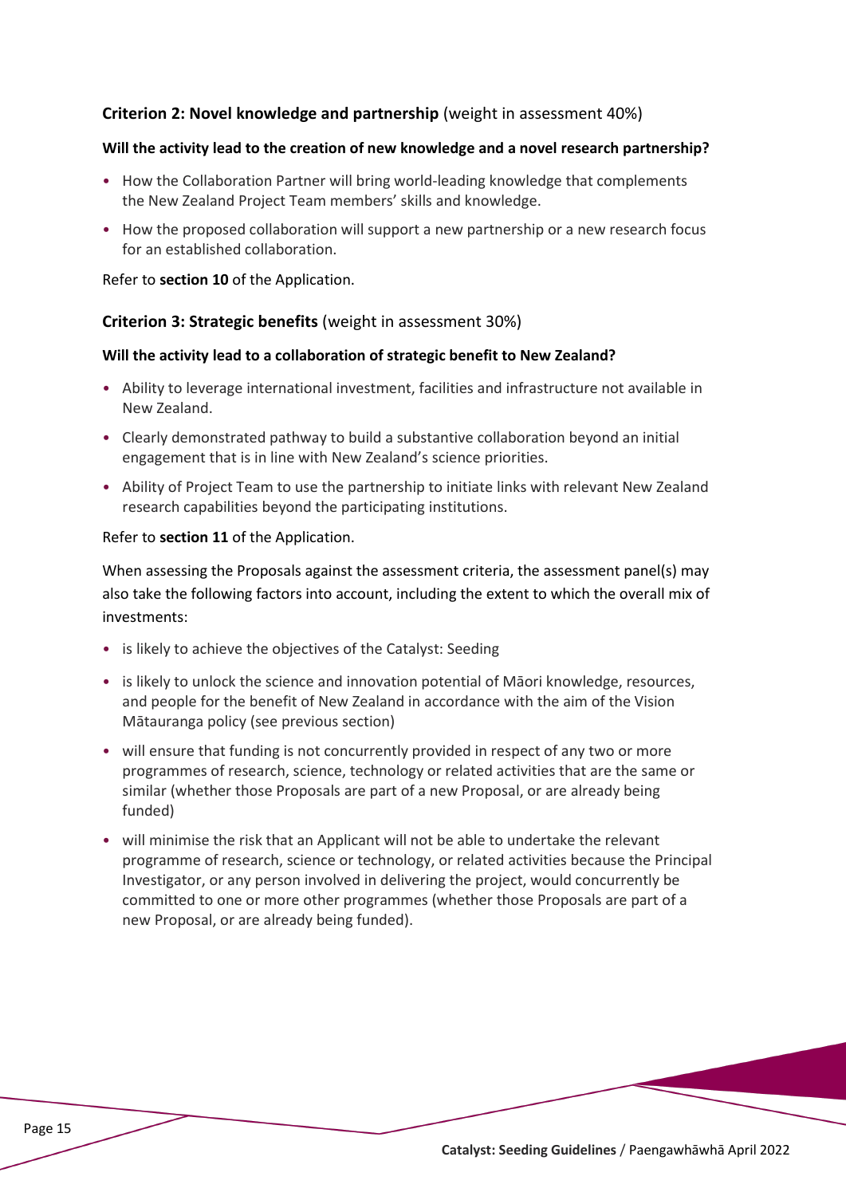### **Criterion 2: Novel knowledge and partnership** (weight in assessment 40%)

**Will the activity lead to the creation of new knowledge and a novel research partnership?**

- How the Collaboration Partner will bring world-leading knowledge that complements the New Zealand Project Team members' skills and knowledge.
- How the proposed collaboration will support a new partnership or a new research focus for an established collaboration.

Refer to **section 10** of the Application.

### **Criterion 3: Strategic benefits** (weight in assessment 30%)

**Will the activity lead to a collaboration of strategic benefit to New Zealand?**

- Ability to leverage international investment, facilities and infrastructure not available in New Zealand.
- Clearly demonstrated pathway to build a substantive collaboration beyond an initial engagement that is in line with New Zealand's science priorities.
- Ability of Project Team to use the partnership to initiate links with relevant New Zealand research capabilities beyond the participating institutions.

Refer to **section 11** of the Application.

When assessing the Proposals against the assessment criteria, the assessment panel(s) may also take the following factors into account, including the extent to which the overall mix of investments:

- is likely to achieve the objectives of the Catalyst: Seeding
- is likely to unlock the science and innovation potential of Māori knowledge, resources, and people for the benefit of New Zealand in accordance with the aim of the Vision Mātauranga policy (see previous section)
- will ensure that funding is not concurrently provided in respect of any two or more programmes of research, science, technology or related activities that are the same or similar (whether those Proposals are part of a new Proposal, or are already being funded)
- will minimise the risk that an Applicant will not be able to undertake the relevant programme of research, science or technology, or related activities because the Principal Investigator, or any person involved in delivering the project, would concurrently be committed to one or more other programmes (whether those Proposals are part of a new Proposal, or are already being funded).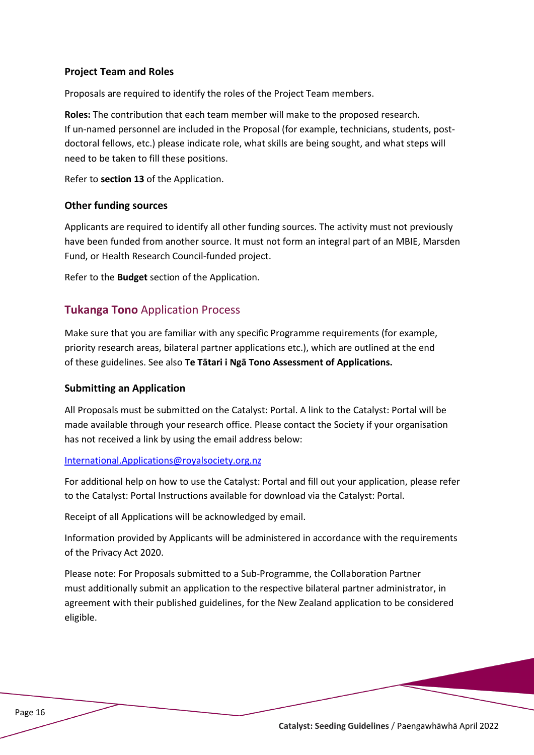### Project Team and Roles

Proposals are required to identify the roles of the Project Team members.

**Roles:** The contribution that each team member will make to the proposed research. If un-named personnel are included in the Proposal (for example, technicians, students, post-doctoral fellows, etc.) please indicate role, what skills are being sought, and what steps will need to be taken to fill these positions.

Refer to **section 13** of the Application.

### Other funding sources

Applicants are required to identify all other funding sources. The activity must not previously have been funded from another source. It must not form an integral part of an MBIE, Marsden Fund, or Health Research Council-funded project.

Refer to the **Budget** section of the Application.

## **Tukanga Tono** Application Process

Make sure that you are familiar with any specific Programme requirements (for example, priority research areas, bilateral partner applications etc.), which are outlined at the end of these guidelines. See also **Te Tātari i Ngā Tono Assessment of Applications.**

### Submitting an Application

All Proposals must be submitted on the Catalyst: Portal. A link to the Catalyst: Portal will be made available through your research office. Please contact the Society if your organisation has not received a link by using the email address below:

International.Applications@royalsociety.org.nz

For additional help on how to use the Catalyst: Portal and fill out your application, please refer to the Catalyst: Portal Instructions available for download via the Catalyst: Portal.

Receipt of all Applications will be acknowledged by email.

Information provided by Applicants will be administered in accordance with the requirements of the Privacy Act 2020.

Please note: For Proposals submitted to a Sub-Programme, the Collaboration Partner must additionally submit an application to the respective bilateral partner administrator, in agreement with their published guidelines, for the New Zealand application to be considered eligible.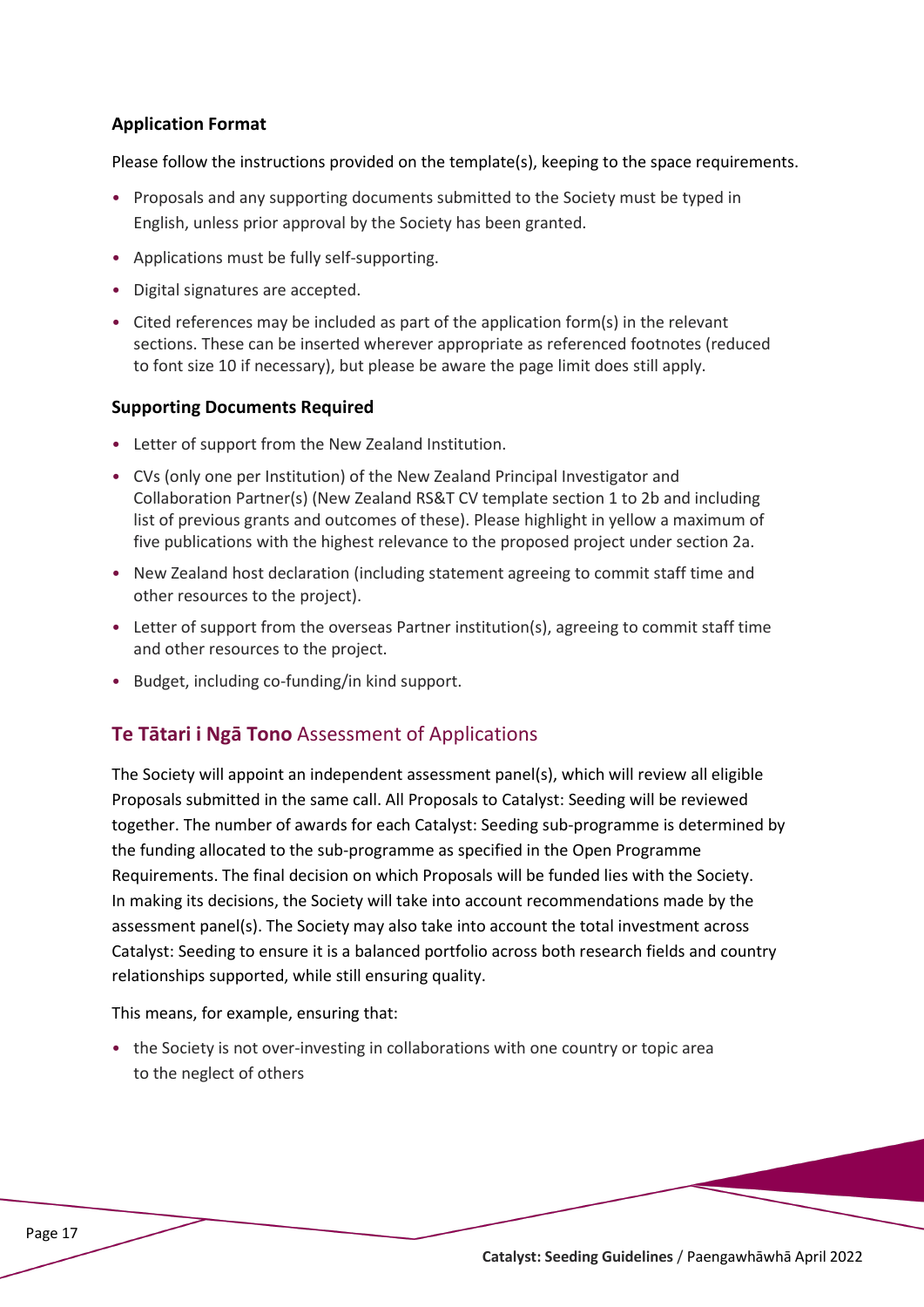### Application Format

Please follow the instructions provided on the template(s), keeping to the space requirements.

- Proposals and any supporting documents submitted to the Society must be typed in English, unless prior approval by the Society has been granted.
- Applications must be fully self-supporting.
- Digital signatures are accepted.
- Cited references may be included as part of the application form(s) in the relevant sections. These can be inserted wherever appropriate as referenced footnotes (reduced to font size 10 if necessary), but please be aware the page limit does still apply.

### Supporting Documents Required

- Letter of support from the New Zealand Institution.
- CVs (only one per Institution) of the New Zealand Principal Investigator and Collaboration Partner(s) (New Zealand RS&T CV template section 1 to 2b and including list of previous grants and outcomes of these). Please highlight in yellow a maximum of five publications with the highest relevance to the proposed project under section 2a.
- New Zealand host declaration (including statement agreeing to commit staff time and other resources to the project).
- Letter of support from the overseas Partner institution(s), agreeing to commit staff time and other resources to the project.
- Budget, including co-funding/in kind support.

## **Te Tātari i Ngā Tono** Assessment of Applications

The Society will appoint an independent assessment panel(s), which will review all eligible Proposals submitted in the same call. All Proposals to Catalyst: Seeding will be reviewed together. The number of awards for each Catalyst: Seeding sub-programme is determined by the funding allocated to the sub-programme as specified in the Open Programme Requirements. The final decision on which Proposals will be funded lies with the Society. In making its decisions, the Society will take into account recommendations made by the assessment panel(s). The Society may also take into account the total investment across Catalyst: Seeding to ensure it is a balanced portfolio across both research fields and country relationships supported, while still ensuring quality.

This means, for example, ensuring that:

- the Society is not over-investing in collaborations with one country or topic area to the neglect of others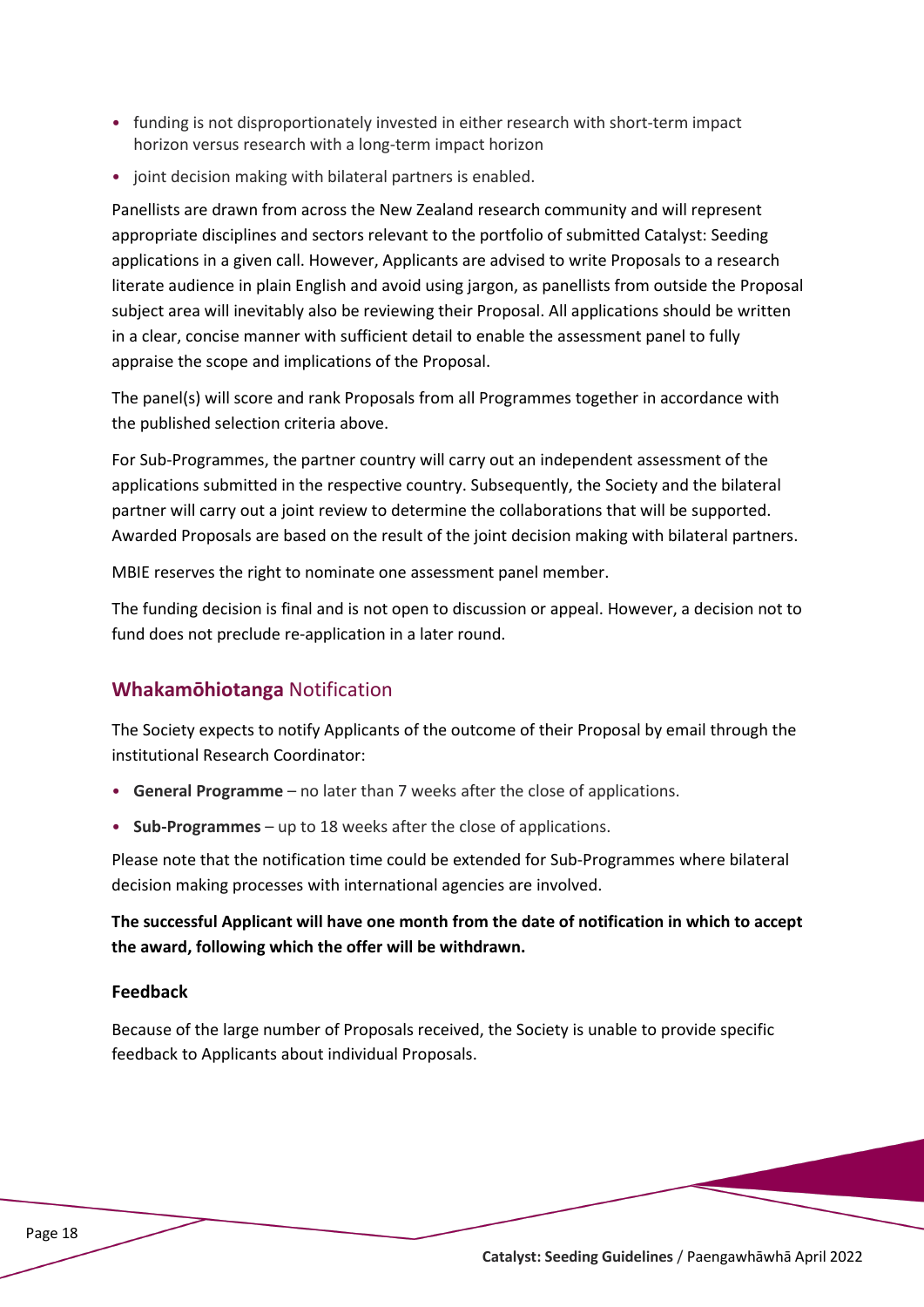- funding is not disproportionately invested in either research with short-term impact horizon versus research with a long-term impact horizon
- joint decision making with bilateral partners is enabled.

Panellists are drawn from across the New Zealand research community and will represent appropriate disciplines and sectors relevant to the portfolio of submitted Catalyst: Seeding applications in a given call. However, Applicants are advised to write Proposals to a research literate audience in plain English and avoid using jargon, as panellists from outside the Proposal subject area will inevitably also be reviewing their Proposal. All applications should be written in a clear, concise manner with sufficient detail to enable the assessment panel to fully appraise the scope and implications of the Proposal.

The panel(s) will score and rank Proposals from all Programmes together in accordance with the published selection criteria above.

For Sub-Programmes, the partner country will carry out an independent assessment of the applications submitted in the respective country. Subsequently, the Society and the bilateral partner will carry out a joint review to determine the collaborations that will be supported. Awarded Proposals are based on the result of the joint decision making with bilateral partners.

MBIE reserves the right to nominate one assessment panel member.

The funding decision is final and is not open to discussion or appeal. However, a decision not to fund does not preclude re-application in a later round.

## **Whakamōhiotanga** Notification

The Society expects to notify Applicants of the outcome of their Proposal by email through the institutional Research Coordinator:

- **General Programme** – no later than 7 weeks after the close of applications.
- **Sub-Programmes** – up to 18 weeks after the close of applications.

Please note that the notification time could be extended for Sub-Programmes where bilateral decision making processes with international agencies are involved.

**The successful Applicant will have one month from the date of notification in which to accept the award, following which the offer will be withdrawn.**

### Feedback

Because of the large number of Proposals received, the Society is unable to provide specific feedback to Applicants about individual Proposals.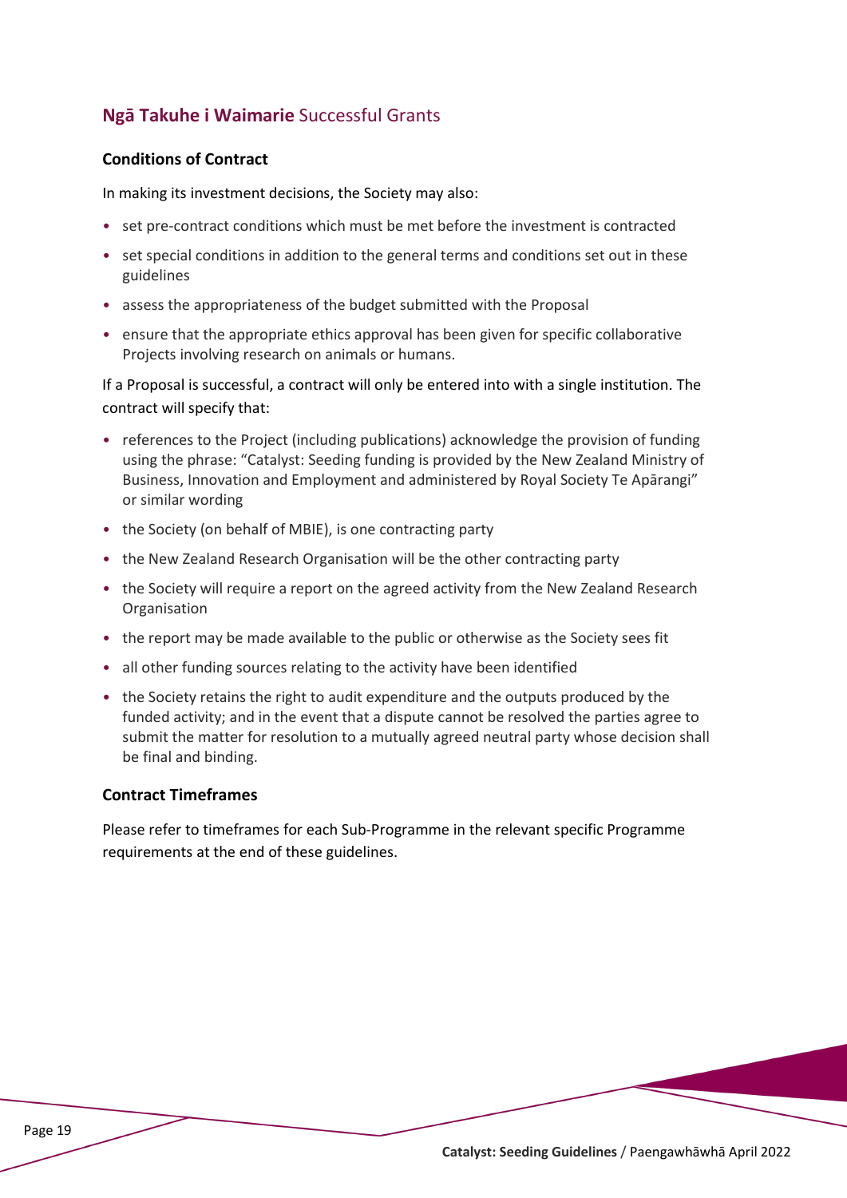## **Ngā Takuhe i Waimarie** Successful Grants

### Conditions of Contract

In making its investment decisions, the Society may also:

- set pre-contract conditions which must be met before the investment is contracted
- set special conditions in addition to the general terms and conditions set out in these guidelines
- assess the appropriateness of the budget submitted with the Proposal
- ensure that the appropriate ethics approval has been given for specific collaborative Projects involving research on animals or humans.

If a Proposal is successful, a contract will only be entered into with a single institution. The contract will specify that:

- references to the Project (including publications) acknowledge the provision of funding using the phrase: "Catalyst: Seeding funding is provided by the New Zealand Ministry of Business, Innovation and Employment and administered by Royal Society Te Apārangi" or similar wording
- the Society (on behalf of MBIE), is one contracting party
- the New Zealand Research Organisation will be the other contracting party
- the Society will require a report on the agreed activity from the New Zealand Research Organisation
- the report may be made available to the public or otherwise as the Society sees fit
- all other funding sources relating to the activity have been identified
- the Society retains the right to audit expenditure and the outputs produced by the funded activity; and in the event that a dispute cannot be resolved the parties agree to submit the matter for resolution to a mutually agreed neutral party whose decision shall be final and binding.

### Contract Timeframes

Please refer to timeframes for each Sub-Programme in the relevant specific Programme requirements at the end of these guidelines.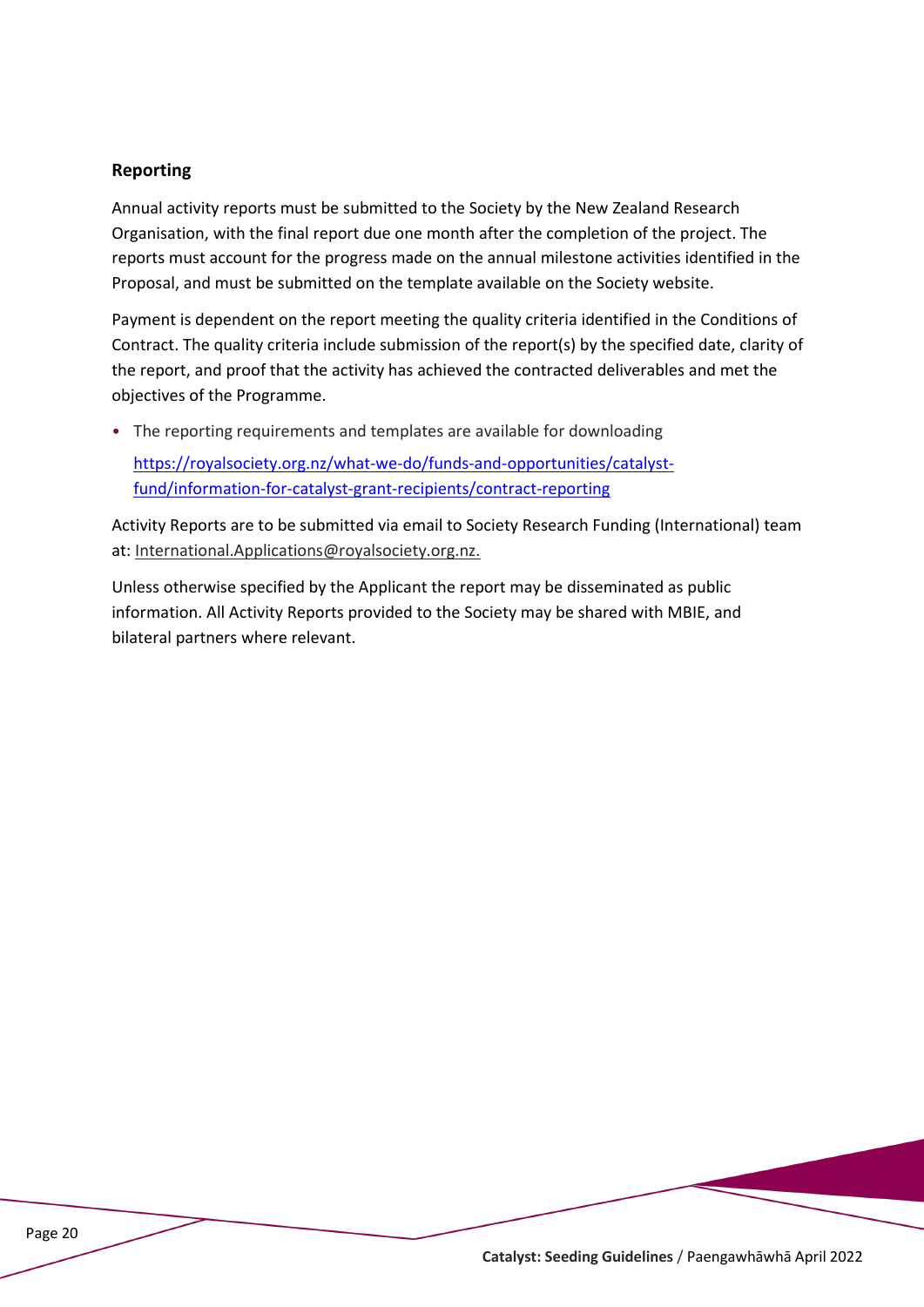### Reporting

Annual activity reports must be submitted to the Society by the New Zealand Research Organisation, with the final report due one month after the completion of the project. The reports must account for the progress made on the annual milestone activities identified in the Proposal, and must be submitted on the template available on the Society website.

Payment is dependent on the report meeting the quality criteria identified in the Conditions of Contract. The quality criteria include submission of the report(s) by the specified date, clarity of the report, and proof that the activity has achieved the contracted deliverables and met the objectives of the Programme.

- The reporting requirements and templates are available for downloading

  [https://royalsociety.org.nz/what-we-do/funds-and-opportunities/catalyst-fund/information-for-catalyst-grant-recipients/contract-reporting](https://royalsociety.org.nz/what-we-do/funds-and-opportunities/catalyst-fund/information-for-catalyst-grant-recipients/contract-reporting)

Activity Reports are to be submitted via email to Society Research Funding (International) team at: International.Applications@royalsociety.org.nz.

Unless otherwise specified by the Applicant the report may be disseminated as public information. All Activity Reports provided to the Society may be shared with MBIE, and bilateral partners where relevant.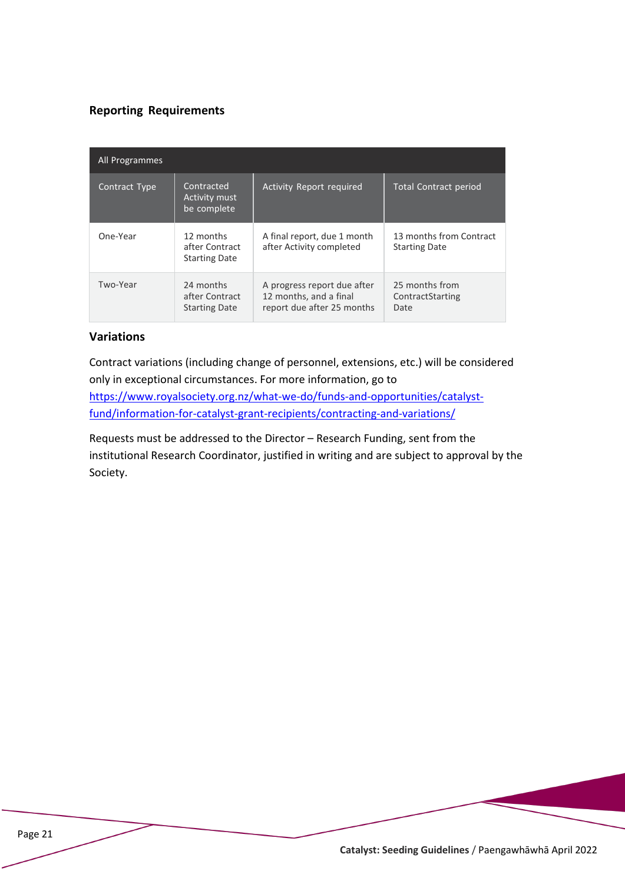### Reporting Requirements

| All Programmes | | | |
|---|---|---|---|
| Contract Type | Contracted Activity must be complete | Activity Report required | Total Contract period |
| One-Year | 12 months after Contract Starting Date | A final report, due 1 month after Activity completed | 13 months from Contract Starting Date |
| Two-Year | 24 months after Contract Starting Date | A progress report due after 12 months, and a final report due after 25 months | 25 months from ContractStarting Date |

### Variations

Contract variations (including change of personnel, extensions, etc.) will be considered only in exceptional circumstances. For more information, go to https://www.royalsociety.org.nz/what-we-do/funds-and-opportunities/catalyst-fund/information-for-catalyst-grant-recipients/contracting-and-variations/

Requests must be addressed to the Director – Research Funding, sent from the institutional Research Coordinator, justified in writing and are subject to approval by the Society.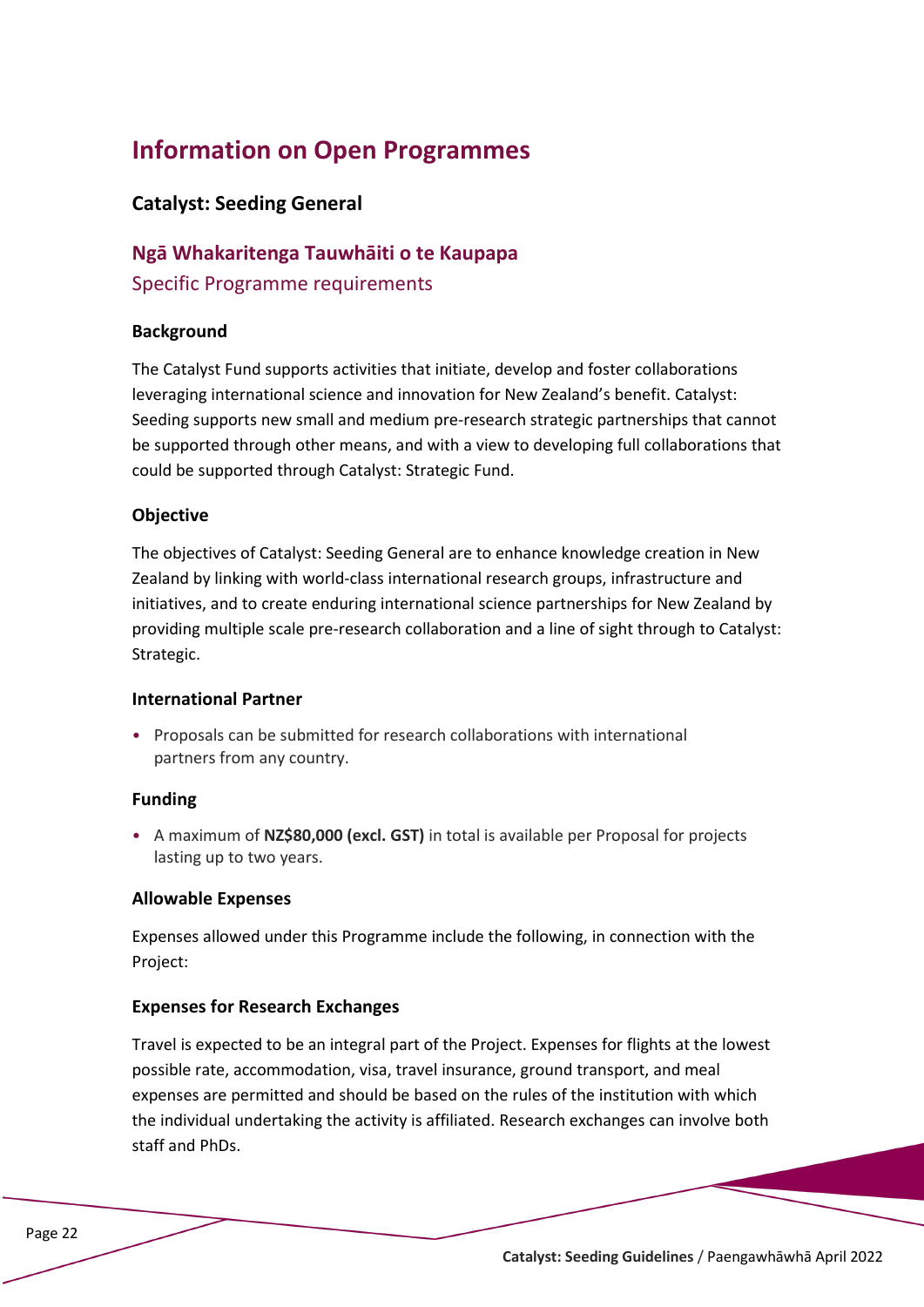# Information on Open Programmes

## Catalyst: Seeding General

### Ngā Whakaritenga Tauwhāiti o te Kaupapa

Specific Programme requirements

#### Background

The Catalyst Fund supports activities that initiate, develop and foster collaborations leveraging international science and innovation for New Zealand's benefit. Catalyst: Seeding supports new small and medium pre-research strategic partnerships that cannot be supported through other means, and with a view to developing full collaborations that could be supported through Catalyst: Strategic Fund.

#### Objective

The objectives of Catalyst: Seeding General are to enhance knowledge creation in New Zealand by linking with world-class international research groups, infrastructure and initiatives, and to create enduring international science partnerships for New Zealand by providing multiple scale pre-research collaboration and a line of sight through to Catalyst: Strategic.

#### International Partner

- Proposals can be submitted for research collaborations with international partners from any country.

#### Funding

- A maximum of **NZ$80,000 (excl. GST)** in total is available per Proposal for projects lasting up to two years.

#### Allowable Expenses

Expenses allowed under this Programme include the following, in connection with the Project:

#### Expenses for Research Exchanges

Travel is expected to be an integral part of the Project. Expenses for flights at the lowest possible rate, accommodation, visa, travel insurance, ground transport, and meal expenses are permitted and should be based on the rules of the institution with which the individual undertaking the activity is affiliated. Research exchanges can involve both staff and PhDs.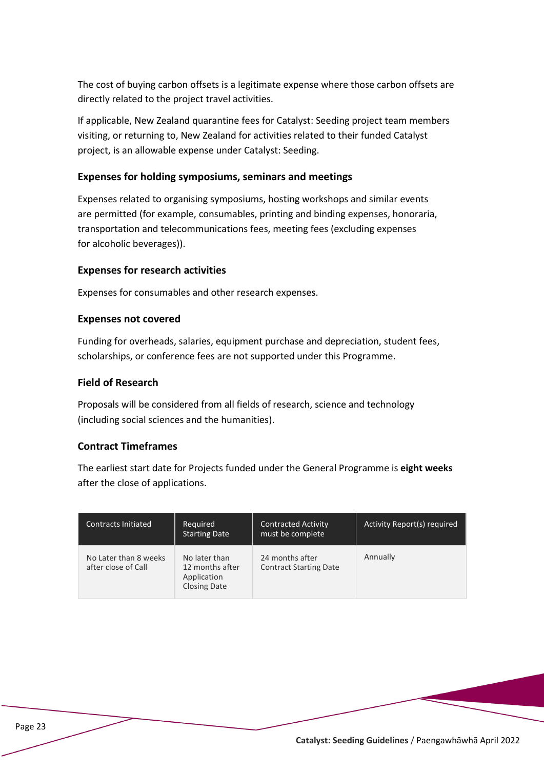The cost of buying carbon offsets is a legitimate expense where those carbon offsets are directly related to the project travel activities.

If applicable, New Zealand quarantine fees for Catalyst: Seeding project team members visiting, or returning to, New Zealand for activities related to their funded Catalyst project, is an allowable expense under Catalyst: Seeding.

### Expenses for holding symposiums, seminars and meetings

Expenses related to organising symposiums, hosting workshops and similar events are permitted (for example, consumables, printing and binding expenses, honoraria, transportation and telecommunications fees, meeting fees (excluding expenses for alcoholic beverages)).

### Expenses for research activities

Expenses for consumables and other research expenses.

### Expenses not covered

Funding for overheads, salaries, equipment purchase and depreciation, student fees, scholarships, or conference fees are not supported under this Programme.

### Field of Research

Proposals will be considered from all fields of research, science and technology (including social sciences and the humanities).

### Contract Timeframes

The earliest start date for Projects funded under the General Programme is **eight weeks** after the close of applications.

| Contracts Initiated | Required Starting Date | Contracted Activity must be complete | Activity Report(s) required |
|---|---|---|---|
| No Later than 8 weeks after close of Call | No later than 12 months after Application Closing Date | 24 months after Contract Starting Date | Annually |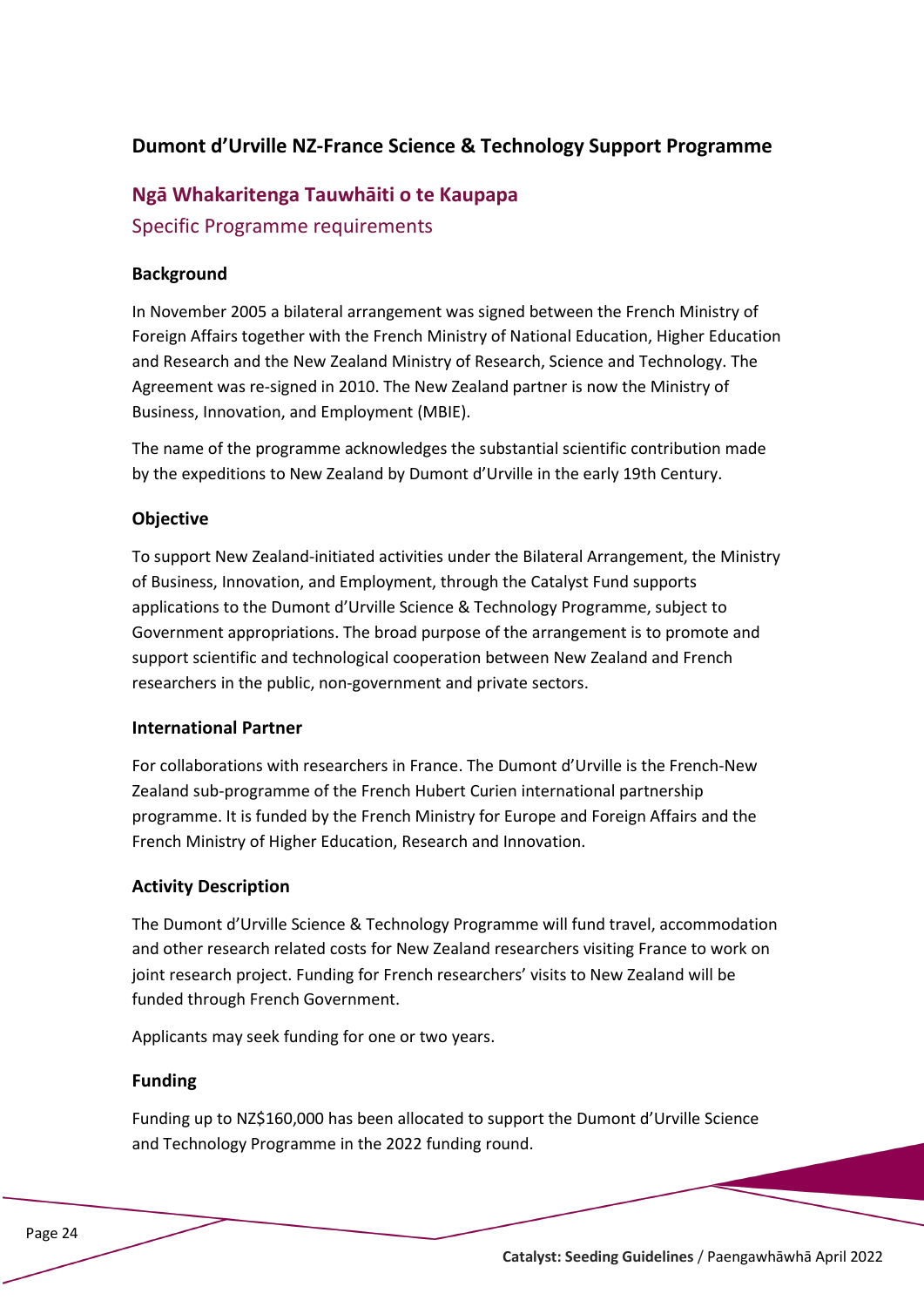## Dumont d'Urville NZ-France Science & Technology Support Programme

### Ngā Whakaritenga Tauwhāiti o te Kaupapa

Specific Programme requirements

#### Background

In November 2005 a bilateral arrangement was signed between the French Ministry of Foreign Affairs together with the French Ministry of National Education, Higher Education and Research and the New Zealand Ministry of Research, Science and Technology. The Agreement was re-signed in 2010. The New Zealand partner is now the Ministry of Business, Innovation, and Employment (MBIE).

The name of the programme acknowledges the substantial scientific contribution made by the expeditions to New Zealand by Dumont d'Urville in the early 19th Century.

#### Objective

To support New Zealand-initiated activities under the Bilateral Arrangement, the Ministry of Business, Innovation, and Employment, through the Catalyst Fund supports applications to the Dumont d'Urville Science & Technology Programme, subject to Government appropriations. The broad purpose of the arrangement is to promote and support scientific and technological cooperation between New Zealand and French researchers in the public, non-government and private sectors.

#### International Partner

For collaborations with researchers in France. The Dumont d'Urville is the French-New Zealand sub-programme of the French Hubert Curien international partnership programme. It is funded by the French Ministry for Europe and Foreign Affairs and the French Ministry of Higher Education, Research and Innovation.

#### Activity Description

The Dumont d'Urville Science & Technology Programme will fund travel, accommodation and other research related costs for New Zealand researchers visiting France to work on joint research project. Funding for French researchers' visits to New Zealand will be funded through French Government.

Applicants may seek funding for one or two years.

#### Funding

Funding up to NZ$160,000 has been allocated to support the Dumont d'Urville Science and Technology Programme in the 2022 funding round.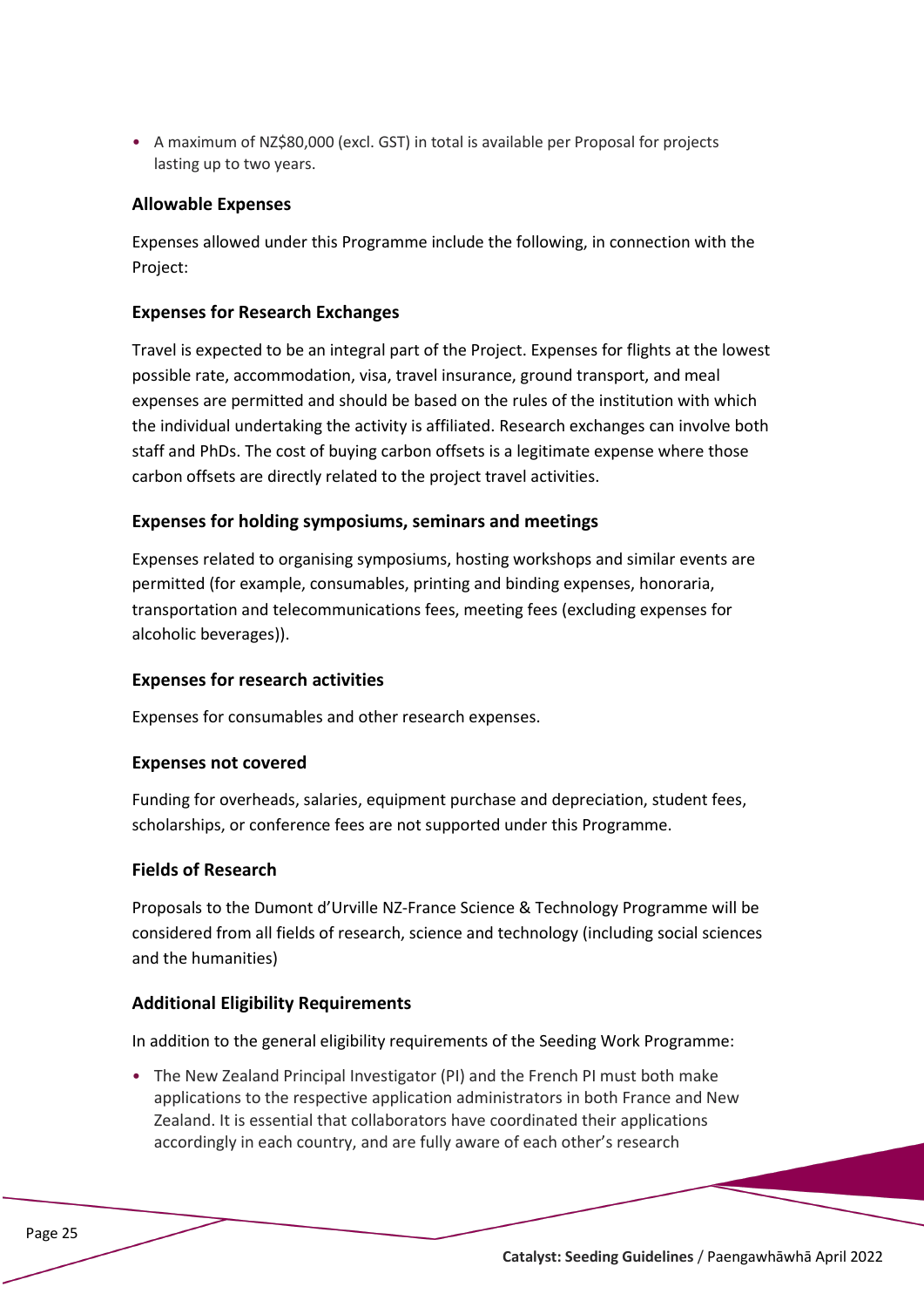- A maximum of NZ$80,000 (excl. GST) in total is available per Proposal for projects lasting up to two years.

### Allowable Expenses

Expenses allowed under this Programme include the following, in connection with the Project:

### Expenses for Research Exchanges

Travel is expected to be an integral part of the Project. Expenses for flights at the lowest possible rate, accommodation, visa, travel insurance, ground transport, and meal expenses are permitted and should be based on the rules of the institution with which the individual undertaking the activity is affiliated. Research exchanges can involve both staff and PhDs. The cost of buying carbon offsets is a legitimate expense where those carbon offsets are directly related to the project travel activities.

### Expenses for holding symposiums, seminars and meetings

Expenses related to organising symposiums, hosting workshops and similar events are permitted (for example, consumables, printing and binding expenses, honoraria, transportation and telecommunications fees, meeting fees (excluding expenses for alcoholic beverages)).

### Expenses for research activities

Expenses for consumables and other research expenses.

### Expenses not covered

Funding for overheads, salaries, equipment purchase and depreciation, student fees, scholarships, or conference fees are not supported under this Programme.

### Fields of Research

Proposals to the Dumont d'Urville NZ-France Science & Technology Programme will be considered from all fields of research, science and technology (including social sciences and the humanities)

### Additional Eligibility Requirements

In addition to the general eligibility requirements of the Seeding Work Programme:

- The New Zealand Principal Investigator (PI) and the French PI must both make applications to the respective application administrators in both France and New Zealand. It is essential that collaborators have coordinated their applications accordingly in each country, and are fully aware of each other's research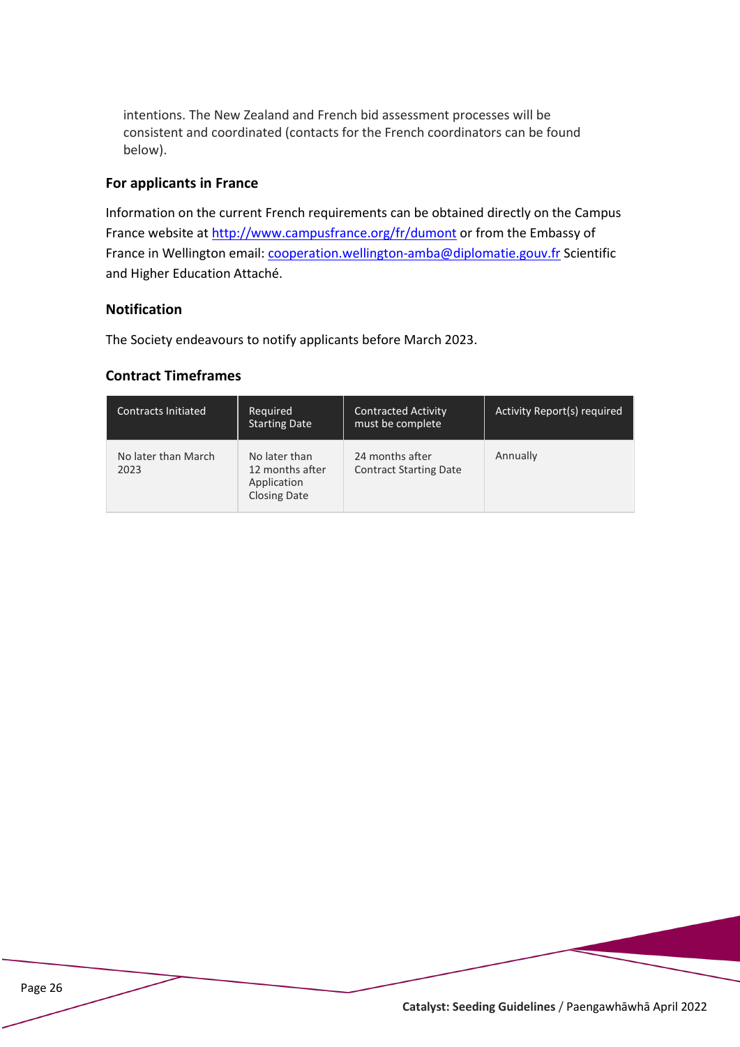intentions. The New Zealand and French bid assessment processes will be consistent and coordinated (contacts for the French coordinators can be found below).

### For applicants in France

Information on the current French requirements can be obtained directly on the Campus France website at http://www.campusfrance.org/fr/dumont or from the Embassy of France in Wellington email: cooperation.wellington-amba@diplomatie.gouv.fr Scientific and Higher Education Attaché.

### Notification

The Society endeavours to notify applicants before March 2023.

### Contract Timeframes

| Contracts Initiated | Required Starting Date | Contracted Activity must be complete | Activity Report(s) required |
|---|---|---|---|
| No later than March 2023 | No later than 12 months after Application Closing Date | 24 months after Contract Starting Date | Annually |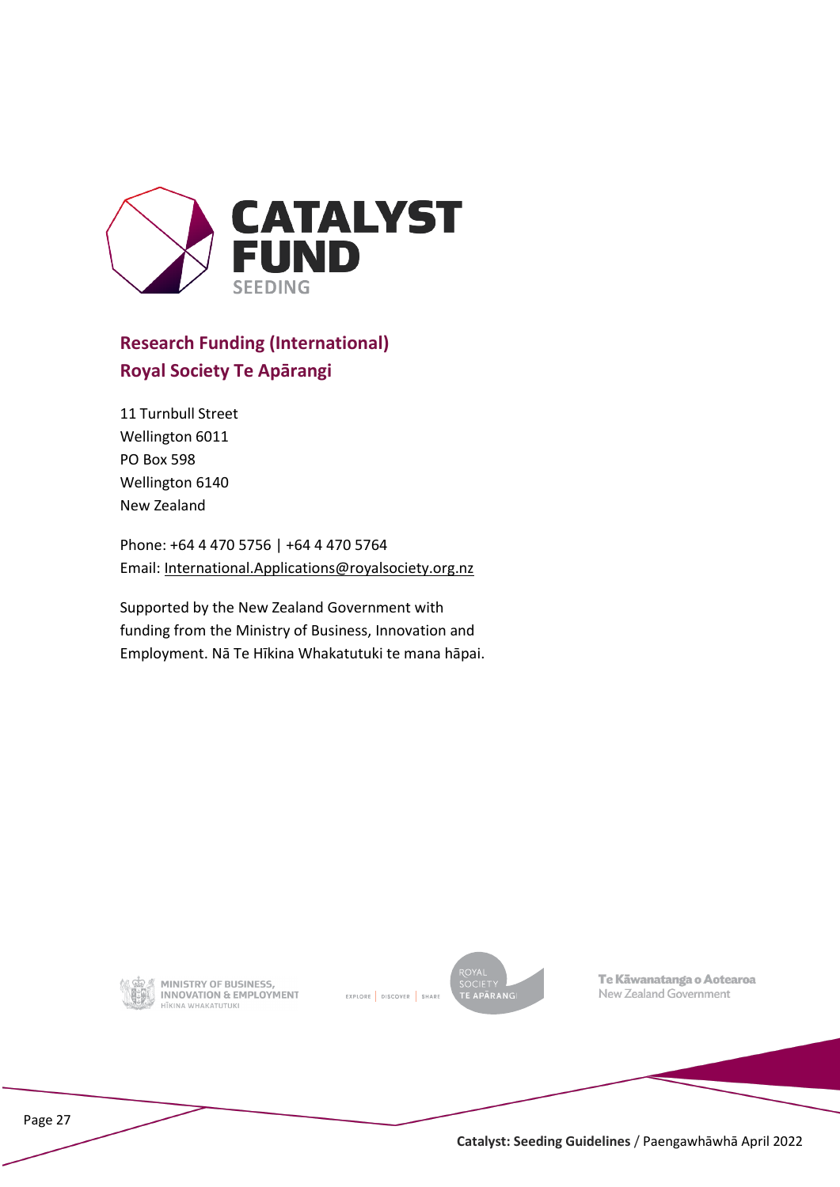# CATALYST FUND

SEEDING

## Research Funding (International)
## Royal Society Te Apārangi

11 Turnbull Street
Wellington 6011
PO Box 598
Wellington 6140
New Zealand

Phone: +64 4 470 5756 | +64 4 470 5764
Email: International.Applications@royalsociety.org.nz

Supported by the New Zealand Government with funding from the Ministry of Business, Innovation and Employment. Nā Te Hīkina Whakatutuki te mana hāpai.

MINISTRY OF BUSINESS, INNOVATION & EMPLOYMENT
HĪKINA WHAKATUTUKI

EXPLORE | DISCOVER | SHARE
ROYAL SOCIETY TE APĀRANGI

Te Kāwanatanga o Aotearoa
New Zealand Government